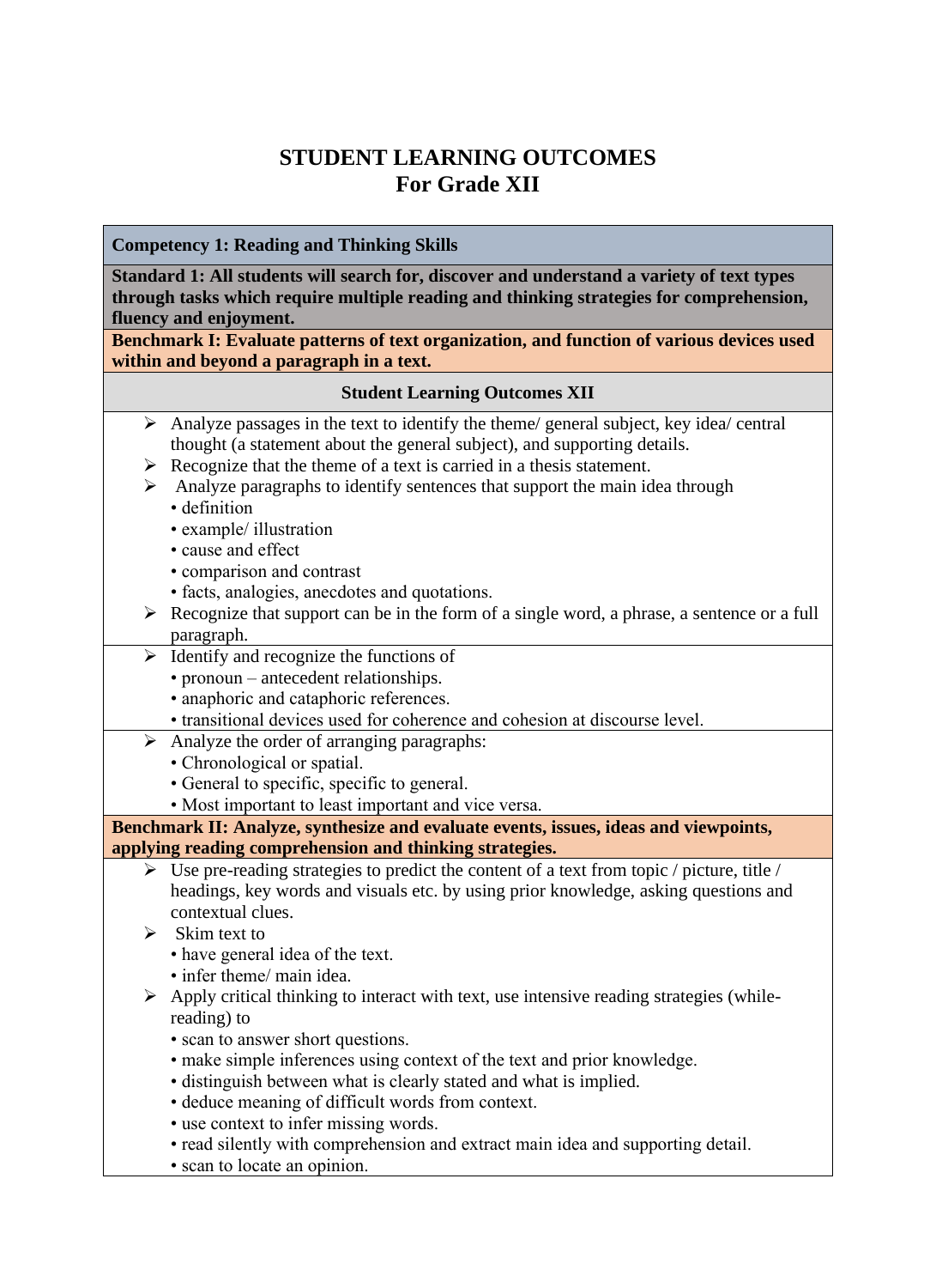# STUDENT LEARNING OUTCOMES
## For Grade XII

**Competency 1: Reading and Thinking Skills**

**Standard 1: All students will search for, discover and understand a variety of text types through tasks which require multiple reading and thinking strategies for comprehension, fluency and enjoyment.**

**Benchmark I: Evaluate patterns of text organization, and function of various devices used within and beyond a paragraph in a text.**

**Student Learning Outcomes XII**

- Analyze passages in the text to identify the theme/ general subject, key idea/ central thought (a statement about the general subject), and supporting details.
- Recognize that the theme of a text is carried in a thesis statement.
- Analyze paragraphs to identify sentences that support the main idea through
  - definition
  - example/ illustration
  - cause and effect
  - comparison and contrast
  - facts, analogies, anecdotes and quotations.
- Recognize that support can be in the form of a single word, a phrase, a sentence or a full paragraph.

- Identify and recognize the functions of
  - pronoun – antecedent relationships.
  - anaphoric and cataphoric references.
  - transitional devices used for coherence and cohesion at discourse level.

- Analyze the order of arranging paragraphs:
  - Chronological or spatial.
  - General to specific, specific to general.
  - Most important to least important and vice versa.

**Benchmark II: Analyze, synthesize and evaluate events, issues, ideas and viewpoints, applying reading comprehension and thinking strategies.**

- Use pre-reading strategies to predict the content of a text from topic / picture, title / headings, key words and visuals etc. by using prior knowledge, asking questions and contextual clues.
- Skim text to
  - have general idea of the text.
  - infer theme/ main idea.
- Apply critical thinking to interact with text, use intensive reading strategies (while-reading) to
  - scan to answer short questions.
  - make simple inferences using context of the text and prior knowledge.
  - distinguish between what is clearly stated and what is implied.
  - deduce meaning of difficult words from context.
  - use context to infer missing words.
  - read silently with comprehension and extract main idea and supporting detail.
  - scan to locate an opinion.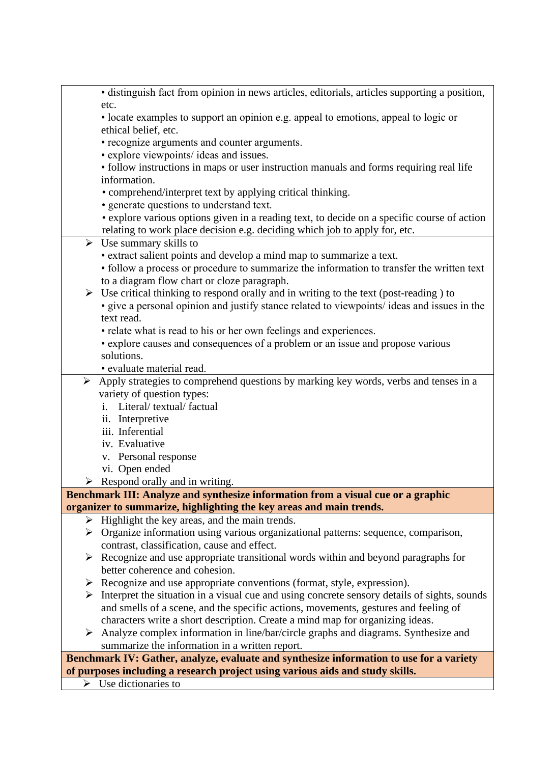- distinguish fact from opinion in news articles, editorials, articles supporting a position, etc.
- locate examples to support an opinion e.g. appeal to emotions, appeal to logic or ethical belief, etc.
- recognize arguments and counter arguments.
- explore viewpoints/ ideas and issues.
- follow instructions in maps or user instruction manuals and forms requiring real life information.
- comprehend/interpret text by applying critical thinking.
- generate questions to understand text.
- explore various options given in a reading text, to decide on a specific course of action relating to work place decision e.g. deciding which job to apply for, etc.

➢ Use summary skills to
- extract salient points and develop a mind map to summarize a text.
- follow a process or procedure to summarize the information to transfer the written text to a diagram flow chart or cloze paragraph.

➢ Use critical thinking to respond orally and in writing to the text (post-reading ) to
- give a personal opinion and justify stance related to viewpoints/ ideas and issues in the text read.
- relate what is read to his or her own feelings and experiences.
- explore causes and consequences of a problem or an issue and propose various solutions.
- evaluate material read.

➢ Apply strategies to comprehend questions by marking key words, verbs and tenses in a variety of question types:
  i. Literal/ textual/ factual
  ii. Interpretive
  iii. Inferential
  iv. Evaluative
  v. Personal response
  vi. Open ended

➢ Respond orally and in writing.

**Benchmark III: Analyze and synthesize information from a visual cue or a graphic organizer to summarize, highlighting the key areas and main trends.**

➢ Highlight the key areas, and the main trends.

➢ Organize information using various organizational patterns: sequence, comparison, contrast, classification, cause and effect.

➢ Recognize and use appropriate transitional words within and beyond paragraphs for better coherence and cohesion.

➢ Recognize and use appropriate conventions (format, style, expression).

➢ Interpret the situation in a visual cue and using concrete sensory details of sights, sounds and smells of a scene, and the specific actions, movements, gestures and feeling of characters write a short description. Create a mind map for organizing ideas.

➢ Analyze complex information in line/bar/circle graphs and diagrams. Synthesize and summarize the information in a written report.

**Benchmark IV: Gather, analyze, evaluate and synthesize information to use for a variety of purposes including a research project using various aids and study skills.**

➢ Use dictionaries to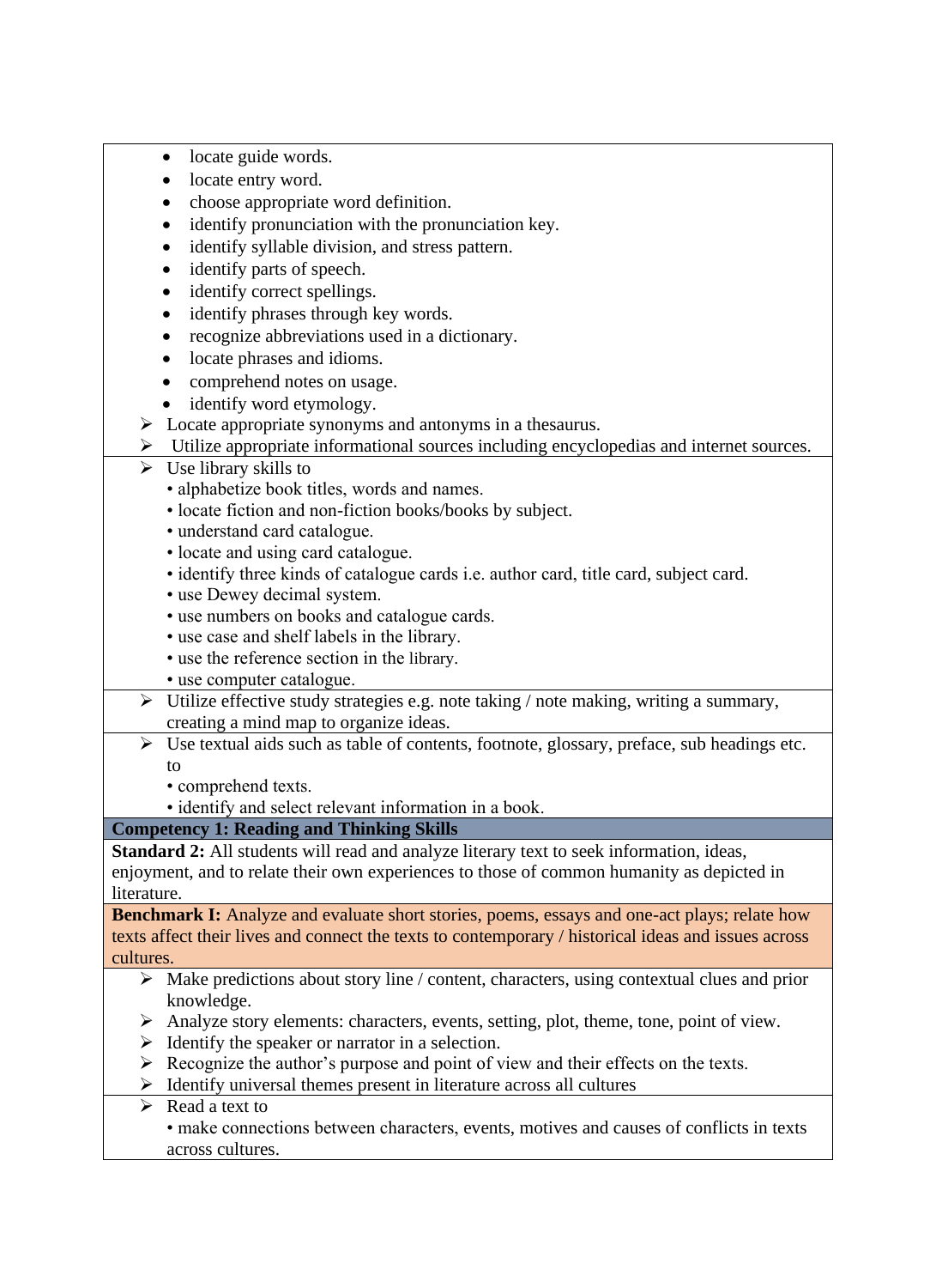- locate guide words.
- locate entry word.
- choose appropriate word definition.
- identify pronunciation with the pronunciation key.
- identify syllable division, and stress pattern.
- identify parts of speech.
- identify correct spellings.
- identify phrases through key words.
- recognize abbreviations used in a dictionary.
- locate phrases and idioms.
- comprehend notes on usage.
- identify word etymology.

➢ Locate appropriate synonyms and antonyms in a thesaurus.

➢ Utilize appropriate informational sources including encyclopedias and internet sources.

➢ Use library skills to
- alphabetize book titles, words and names.
- locate fiction and non-fiction books/books by subject.
- understand card catalogue.
- locate and using card catalogue.
- identify three kinds of catalogue cards i.e. author card, title card, subject card.
- use Dewey decimal system.
- use numbers on books and catalogue cards.
- use case and shelf labels in the library.
- use the reference section in the library.
- use computer catalogue.

➢ Utilize effective study strategies e.g. note taking / note making, writing a summary, creating a mind map to organize ideas.

➢ Use textual aids such as table of contents, footnote, glossary, preface, sub headings etc. to
- comprehend texts.
- identify and select relevant information in a book.

**Competency 1: Reading and Thinking Skills**

**Standard 2:** All students will read and analyze literary text to seek information, ideas, enjoyment, and to relate their own experiences to those of common humanity as depicted in literature.

**Benchmark I:** Analyze and evaluate short stories, poems, essays and one-act plays; relate how texts affect their lives and connect the texts to contemporary / historical ideas and issues across cultures.

➢ Make predictions about story line / content, characters, using contextual clues and prior knowledge.

➢ Analyze story elements: characters, events, setting, plot, theme, tone, point of view.

➢ Identify the speaker or narrator in a selection.

➢ Recognize the author's purpose and point of view and their effects on the texts.

➢ Identify universal themes present in literature across all cultures

➢ Read a text to
- make connections between characters, events, motives and causes of conflicts in texts across cultures.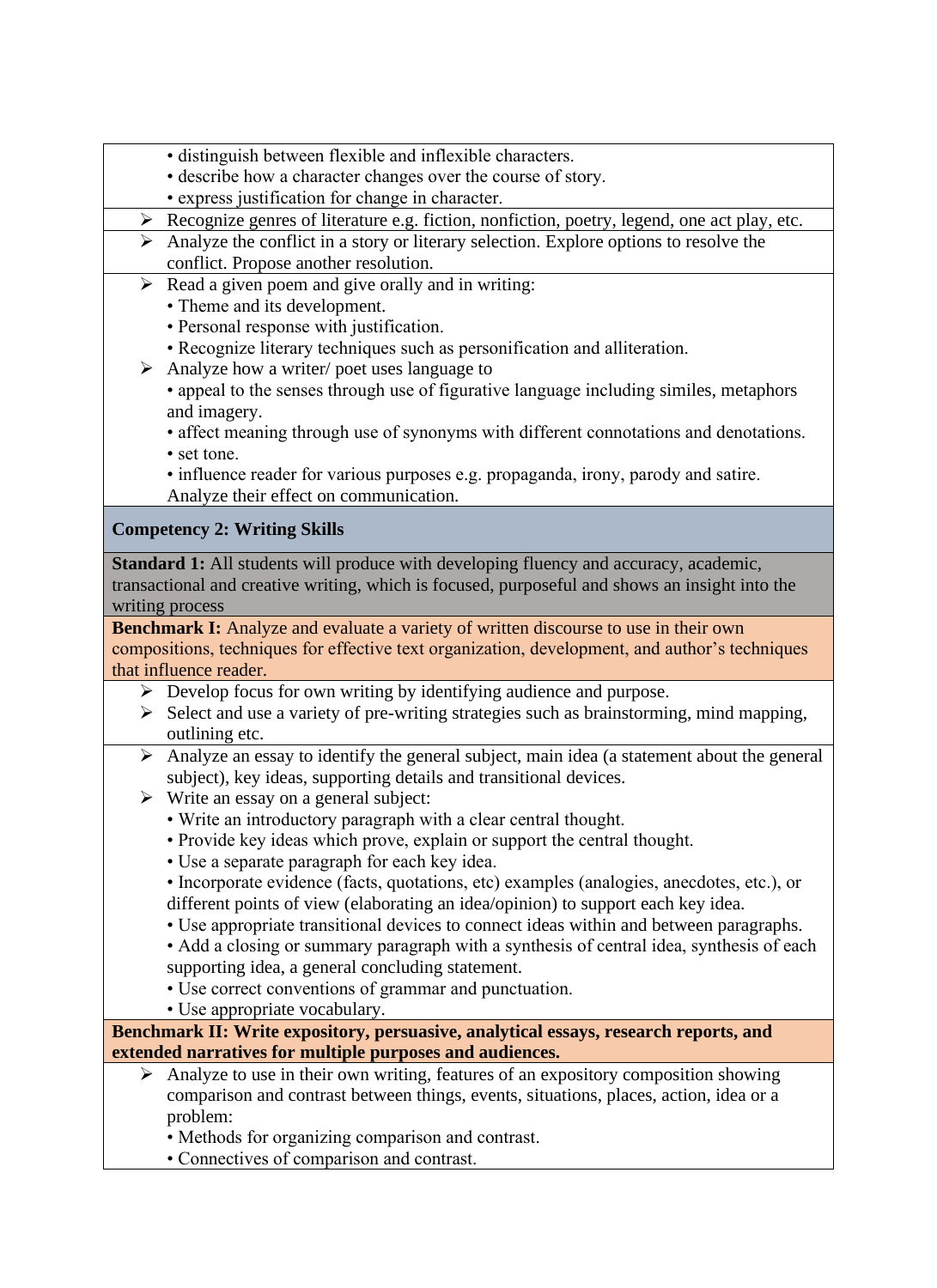- distinguish between flexible and inflexible characters.
- describe how a character changes over the course of story.
- express justification for change in character.

➢ Recognize genres of literature e.g. fiction, nonfiction, poetry, legend, one act play, etc.

➢ Analyze the conflict in a story or literary selection. Explore options to resolve the conflict. Propose another resolution.

➢ Read a given poem and give orally and in writing:
- Theme and its development.
- Personal response with justification.
- Recognize literary techniques such as personification and alliteration.

➢ Analyze how a writer/ poet uses language to
- appeal to the senses through use of figurative language including similes, metaphors and imagery.
- affect meaning through use of synonyms with different connotations and denotations.
- set tone.
- influence reader for various purposes e.g. propaganda, irony, parody and satire.

Analyze their effect on communication.

## Competency 2: Writing Skills

**Standard 1:** All students will produce with developing fluency and accuracy, academic, transactional and creative writing, which is focused, purposeful and shows an insight into the writing process

**Benchmark I:** Analyze and evaluate a variety of written discourse to use in their own compositions, techniques for effective text organization, development, and author's techniques that influence reader.

➢ Develop focus for own writing by identifying audience and purpose.

➢ Select and use a variety of pre-writing strategies such as brainstorming, mind mapping, outlining etc.

➢ Analyze an essay to identify the general subject, main idea (a statement about the general subject), key ideas, supporting details and transitional devices.

➢ Write an essay on a general subject:
- Write an introductory paragraph with a clear central thought.
- Provide key ideas which prove, explain or support the central thought.
- Use a separate paragraph for each key idea.
- Incorporate evidence (facts, quotations, etc) examples (analogies, anecdotes, etc.), or different points of view (elaborating an idea/opinion) to support each key idea.
- Use appropriate transitional devices to connect ideas within and between paragraphs.
- Add a closing or summary paragraph with a synthesis of central idea, synthesis of each supporting idea, a general concluding statement.
- Use correct conventions of grammar and punctuation.
- Use appropriate vocabulary.

**Benchmark II: Write expository, persuasive, analytical essays, research reports, and extended narratives for multiple purposes and audiences.**

➢ Analyze to use in their own writing, features of an expository composition showing comparison and contrast between things, events, situations, places, action, idea or a problem:
- Methods for organizing comparison and contrast.
- Connectives of comparison and contrast.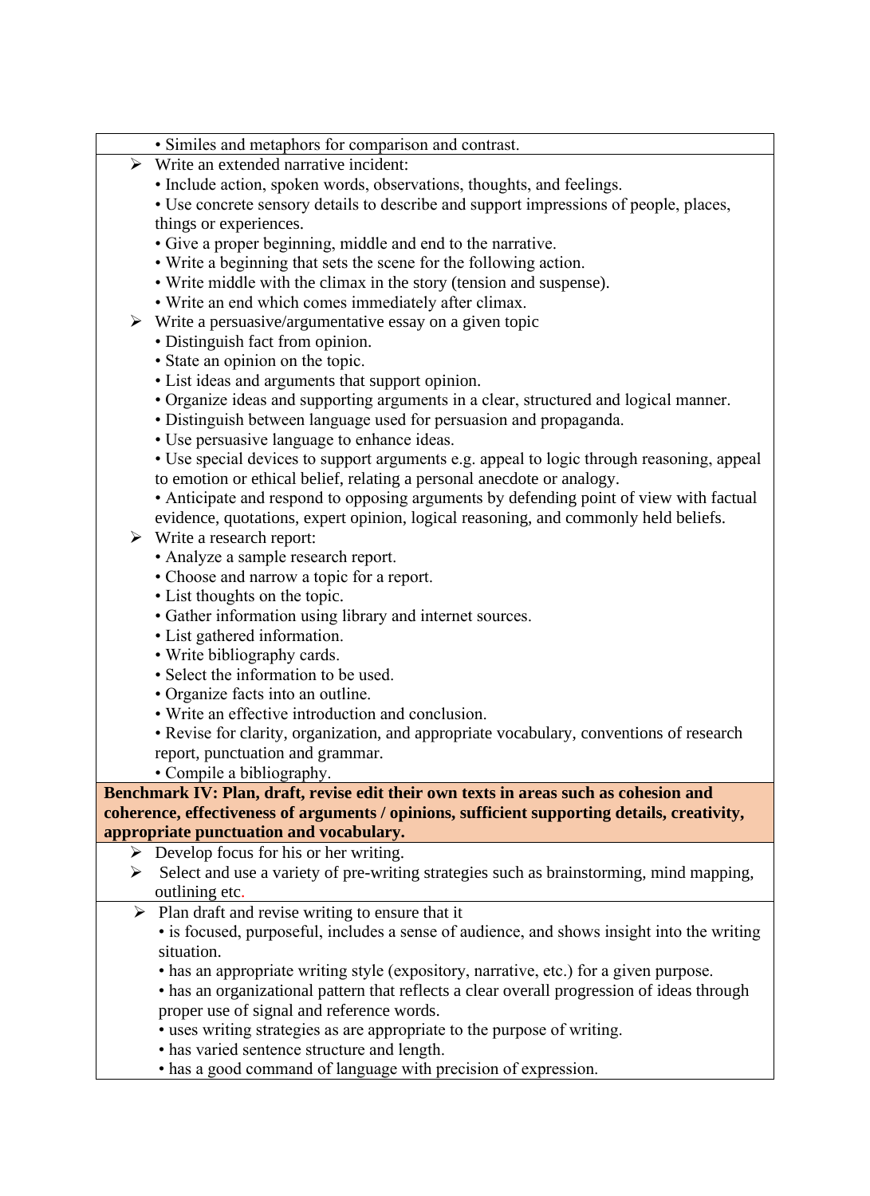• Similes and metaphors for comparison and contrast.

- Write an extended narrative incident:
  - Include action, spoken words, observations, thoughts, and feelings.
  - Use concrete sensory details to describe and support impressions of people, places, things or experiences.
  - Give a proper beginning, middle and end to the narrative.
  - Write a beginning that sets the scene for the following action.
  - Write middle with the climax in the story (tension and suspense).
  - Write an end which comes immediately after climax.
- Write a persuasive/argumentative essay on a given topic
  - Distinguish fact from opinion.
  - State an opinion on the topic.
  - List ideas and arguments that support opinion.
  - Organize ideas and supporting arguments in a clear, structured and logical manner.
  - Distinguish between language used for persuasion and propaganda.
  - Use persuasive language to enhance ideas.
  - Use special devices to support arguments e.g. appeal to logic through reasoning, appeal to emotion or ethical belief, relating a personal anecdote or analogy.
  - Anticipate and respond to opposing arguments by defending point of view with factual evidence, quotations, expert opinion, logical reasoning, and commonly held beliefs.
- Write a research report:
  - Analyze a sample research report.
  - Choose and narrow a topic for a report.
  - List thoughts on the topic.
  - Gather information using library and internet sources.
  - List gathered information.
  - Write bibliography cards.
  - Select the information to be used.
  - Organize facts into an outline.
  - Write an effective introduction and conclusion.
  - Revise for clarity, organization, and appropriate vocabulary, conventions of research report, punctuation and grammar.
  - Compile a bibliography.

**Benchmark IV: Plan, draft, revise edit their own texts in areas such as cohesion and coherence, effectiveness of arguments / opinions, sufficient supporting details, creativity, appropriate punctuation and vocabulary.**

- Develop focus for his or her writing.
- Select and use a variety of pre-writing strategies such as brainstorming, mind mapping, outlining etc.
- Plan draft and revise writing to ensure that it
  - is focused, purposeful, includes a sense of audience, and shows insight into the writing situation.
  - has an appropriate writing style (expository, narrative, etc.) for a given purpose.
  - has an organizational pattern that reflects a clear overall progression of ideas through proper use of signal and reference words.
  - uses writing strategies as are appropriate to the purpose of writing.
  - has varied sentence structure and length.
  - has a good command of language with precision of expression.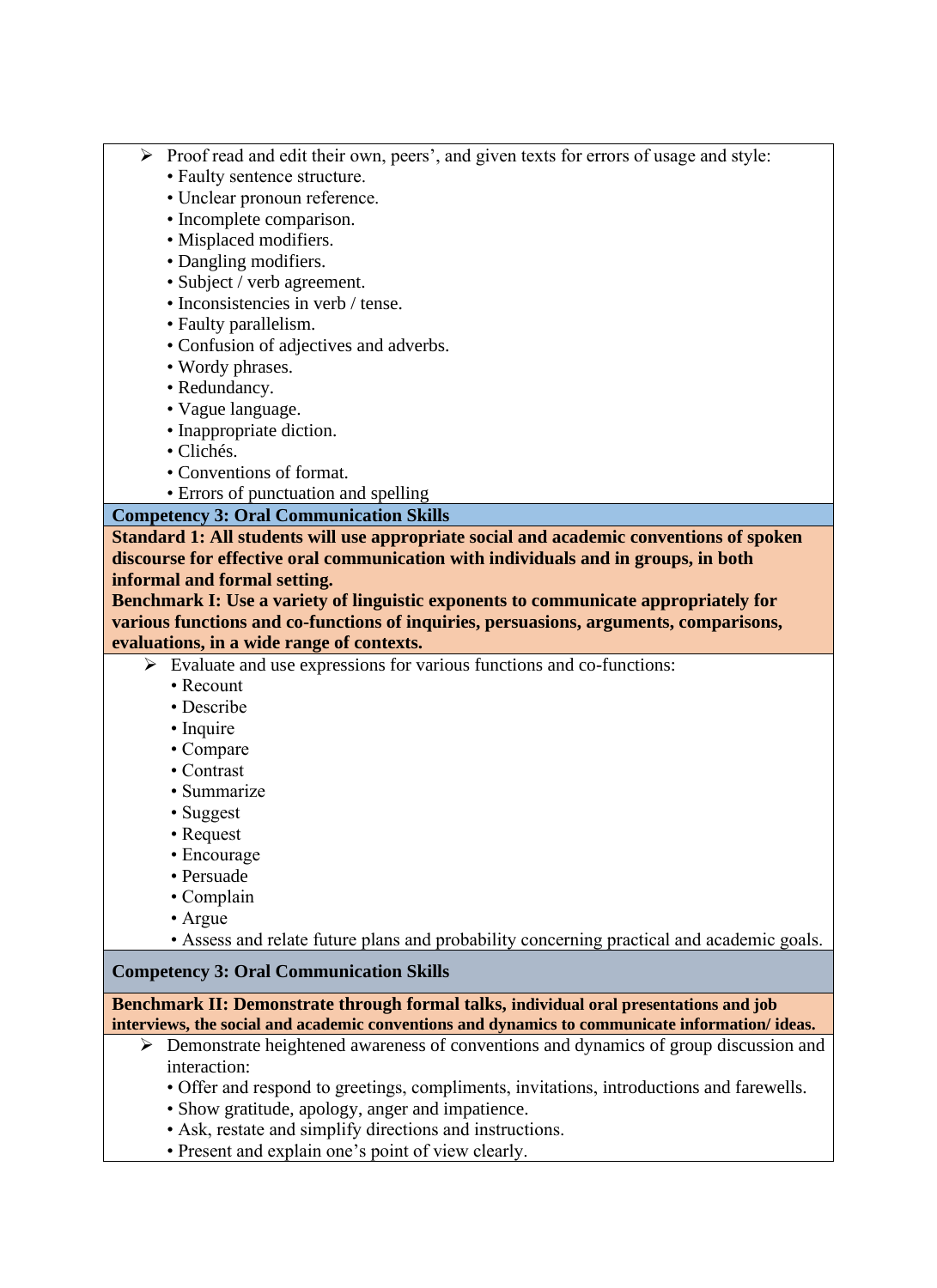- Proof read and edit their own, peers', and given texts for errors of usage and style:
  - Faulty sentence structure.
  - Unclear pronoun reference.
  - Incomplete comparison.
  - Misplaced modifiers.
  - Dangling modifiers.
  - Subject / verb agreement.
  - Inconsistencies in verb / tense.
  - Faulty parallelism.
  - Confusion of adjectives and adverbs.
  - Wordy phrases.
  - Redundancy.
  - Vague language.
  - Inappropriate diction.
  - Clichés.
  - Conventions of format.
  - Errors of punctuation and spelling

**Competency 3: Oral Communication Skills**

**Standard 1: All students will use appropriate social and academic conventions of spoken discourse for effective oral communication with individuals and in groups, in both informal and formal setting.**

**Benchmark I: Use a variety of linguistic exponents to communicate appropriately for various functions and co-functions of inquiries, persuasions, arguments, comparisons, evaluations, in a wide range of contexts.**

- Evaluate and use expressions for various functions and co-functions:
  - Recount
  - Describe
  - Inquire
  - Compare
  - Contrast
  - Summarize
  - Suggest
  - Request
  - Encourage
  - Persuade
  - Complain
  - Argue
  - Assess and relate future plans and probability concerning practical and academic goals.

**Competency 3: Oral Communication Skills**

**Benchmark II: Demonstrate through formal talks, individual oral presentations and job interviews, the social and academic conventions and dynamics to communicate information/ ideas.**

- Demonstrate heightened awareness of conventions and dynamics of group discussion and interaction:
  - Offer and respond to greetings, compliments, invitations, introductions and farewells.
  - Show gratitude, apology, anger and impatience.
  - Ask, restate and simplify directions and instructions.
  - Present and explain one's point of view clearly.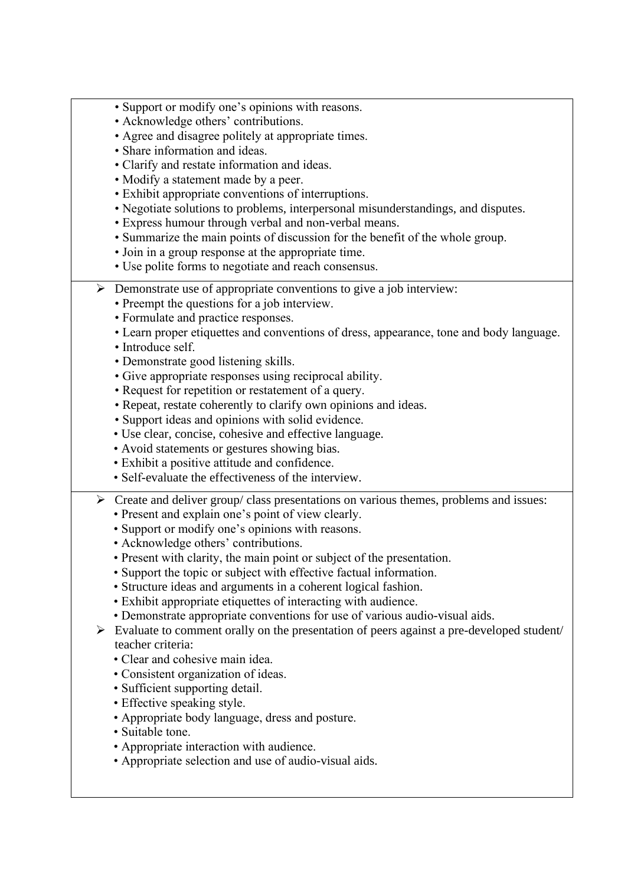- Support or modify one's opinions with reasons.
- Acknowledge others' contributions.
- Agree and disagree politely at appropriate times.
- Share information and ideas.
- Clarify and restate information and ideas.
- Modify a statement made by a peer.
- Exhibit appropriate conventions of interruptions.
- Negotiate solutions to problems, interpersonal misunderstandings, and disputes.
- Express humour through verbal and non-verbal means.
- Summarize the main points of discussion for the benefit of the whole group.
- Join in a group response at the appropriate time.
- Use polite forms to negotiate and reach consensus.

---

➢ Demonstrate use of appropriate conventions to give a job interview:
- Preempt the questions for a job interview.
- Formulate and practice responses.
- Learn proper etiquettes and conventions of dress, appearance, tone and body language.
- Introduce self.
- Demonstrate good listening skills.
- Give appropriate responses using reciprocal ability.
- Request for repetition or restatement of a query.
- Repeat, restate coherently to clarify own opinions and ideas.
- Support ideas and opinions with solid evidence.
- Use clear, concise, cohesive and effective language.
- Avoid statements or gestures showing bias.
- Exhibit a positive attitude and confidence.
- Self-evaluate the effectiveness of the interview.

---

➢ Create and deliver group/ class presentations on various themes, problems and issues:
- Present and explain one's point of view clearly.
- Support or modify one's opinions with reasons.
- Acknowledge others' contributions.
- Present with clarity, the main point or subject of the presentation.
- Support the topic or subject with effective factual information.
- Structure ideas and arguments in a coherent logical fashion.
- Exhibit appropriate etiquettes of interacting with audience.
- Demonstrate appropriate conventions for use of various audio-visual aids.

➢ Evaluate to comment orally on the presentation of peers against a pre-developed student/ teacher criteria:
- Clear and cohesive main idea.
- Consistent organization of ideas.
- Sufficient supporting detail.
- Effective speaking style.
- Appropriate body language, dress and posture.
- Suitable tone.
- Appropriate interaction with audience.
- Appropriate selection and use of audio-visual aids.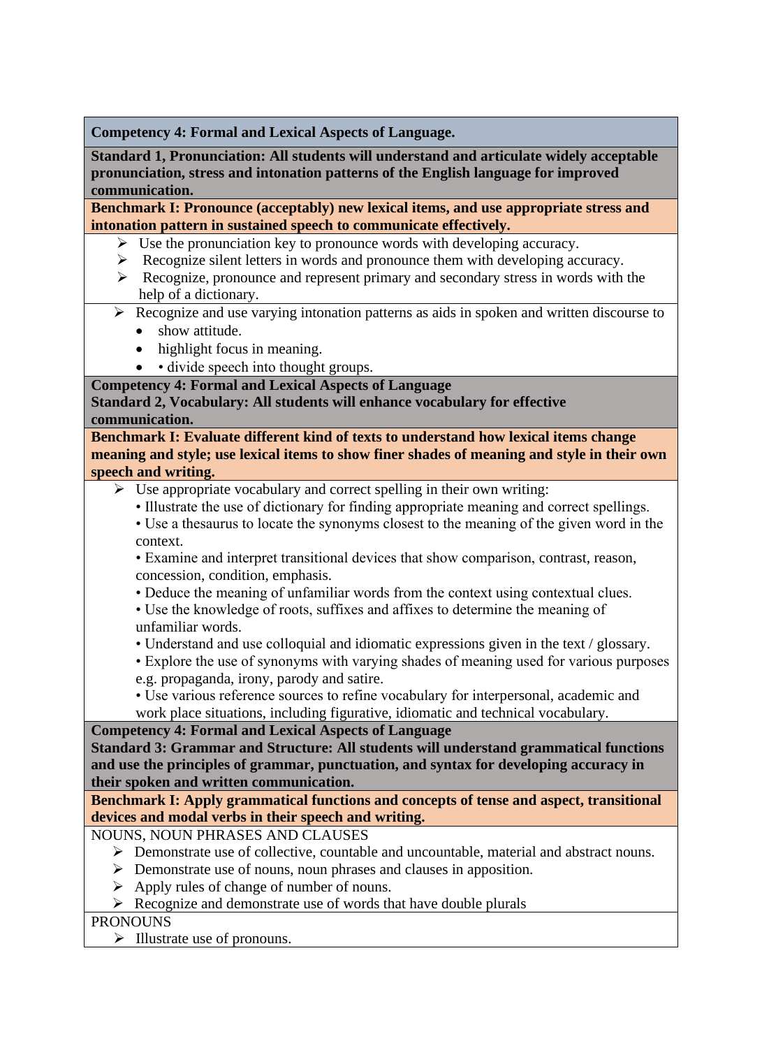**Competency 4: Formal and Lexical Aspects of Language.**

**Standard 1, Pronunciation: All students will understand and articulate widely acceptable pronunciation, stress and intonation patterns of the English language for improved communication.**

**Benchmark I: Pronounce (acceptably) new lexical items, and use appropriate stress and intonation pattern in sustained speech to communicate effectively.**

- Use the pronunciation key to pronounce words with developing accuracy.
- Recognize silent letters in words and pronounce them with developing accuracy.
- Recognize, pronounce and represent primary and secondary stress in words with the help of a dictionary.

- Recognize and use varying intonation patterns as aids in spoken and written discourse to
  - show attitude.
  - highlight focus in meaning.
  - • divide speech into thought groups.

**Competency 4: Formal and Lexical Aspects of Language**
**Standard 2, Vocabulary: All students will enhance vocabulary for effective communication.**

**Benchmark I: Evaluate different kind of texts to understand how lexical items change meaning and style; use lexical items to show finer shades of meaning and style in their own speech and writing.**

- Use appropriate vocabulary and correct spelling in their own writing:
  - • Illustrate the use of dictionary for finding appropriate meaning and correct spellings.
  - • Use a thesaurus to locate the synonyms closest to the meaning of the given word in the context.
  - • Examine and interpret transitional devices that show comparison, contrast, reason, concession, condition, emphasis.
  - • Deduce the meaning of unfamiliar words from the context using contextual clues.
  - • Use the knowledge of roots, suffixes and affixes to determine the meaning of unfamiliar words.
  - • Understand and use colloquial and idiomatic expressions given in the text / glossary.
  - • Explore the use of synonyms with varying shades of meaning used for various purposes e.g. propaganda, irony, parody and satire.
  - • Use various reference sources to refine vocabulary for interpersonal, academic and work place situations, including figurative, idiomatic and technical vocabulary.

**Competency 4: Formal and Lexical Aspects of Language**
**Standard 3: Grammar and Structure: All students will understand grammatical functions and use the principles of grammar, punctuation, and syntax for developing accuracy in their spoken and written communication.**

**Benchmark I: Apply grammatical functions and concepts of tense and aspect, transitional devices and modal verbs in their speech and writing.**

NOUNS, NOUN PHRASES AND CLAUSES

- Demonstrate use of collective, countable and uncountable, material and abstract nouns.
- Demonstrate use of nouns, noun phrases and clauses in apposition.
- Apply rules of change of number of nouns.
- Recognize and demonstrate use of words that have double plurals

PRONOUNS

- Illustrate use of pronouns.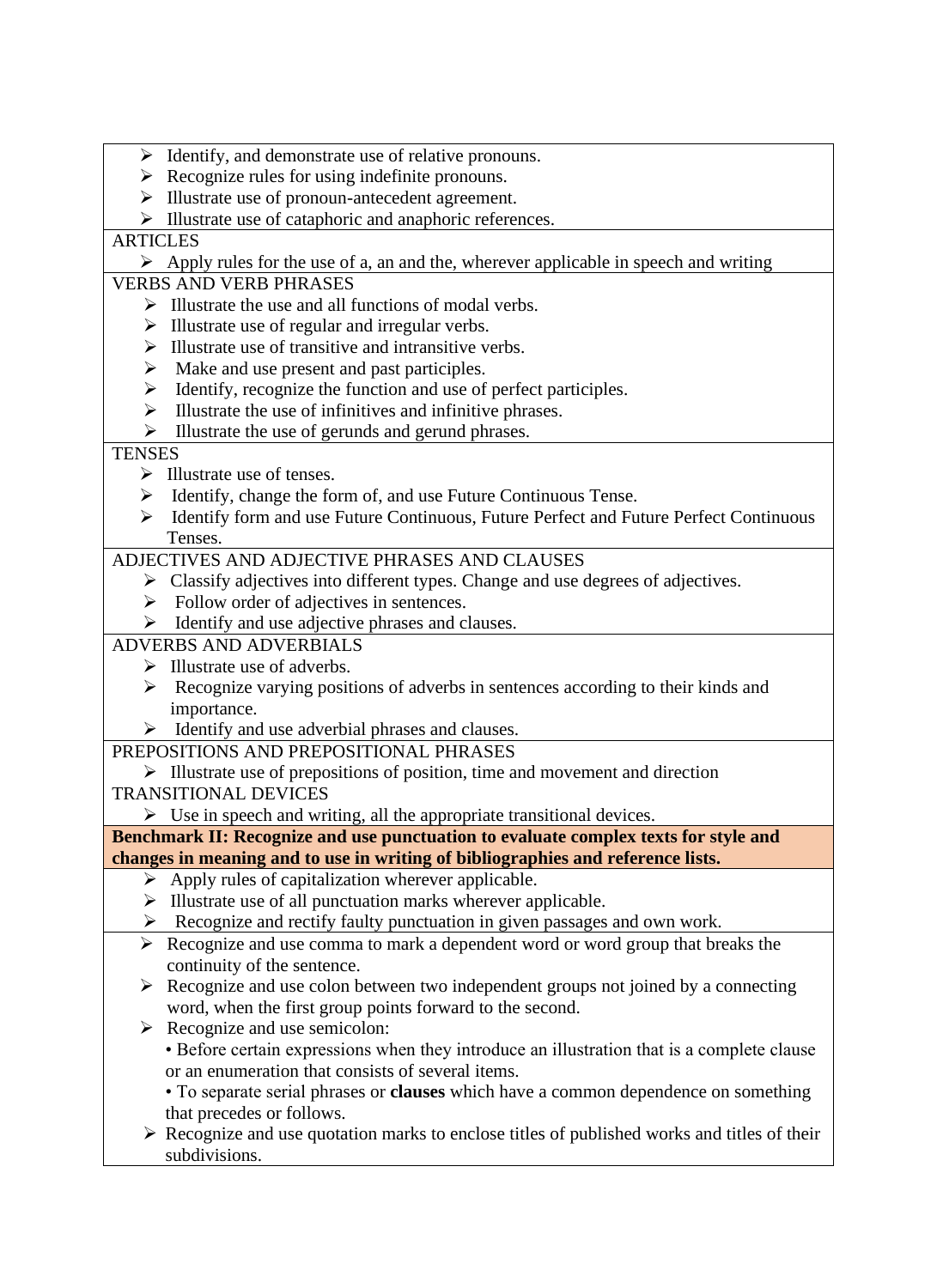- Identify, and demonstrate use of relative pronouns.
- Recognize rules for using indefinite pronouns.
- Illustrate use of pronoun-antecedent agreement.
- Illustrate use of cataphoric and anaphoric references.

ARTICLES

- Apply rules for the use of a, an and the, wherever applicable in speech and writing

VERBS AND VERB PHRASES

- Illustrate the use and all functions of modal verbs.
- Illustrate use of regular and irregular verbs.
- Illustrate use of transitive and intransitive verbs.
- Make and use present and past participles.
- Identify, recognize the function and use of perfect participles.
- Illustrate the use of infinitives and infinitive phrases.
- Illustrate the use of gerunds and gerund phrases.

TENSES

- Illustrate use of tenses.
- Identify, change the form of, and use Future Continuous Tense.
- Identify form and use Future Continuous, Future Perfect and Future Perfect Continuous Tenses.

ADJECTIVES AND ADJECTIVE PHRASES AND CLAUSES

- Classify adjectives into different types. Change and use degrees of adjectives.
- Follow order of adjectives in sentences.
- Identify and use adjective phrases and clauses.

ADVERBS AND ADVERBIALS

- Illustrate use of adverbs.
- Recognize varying positions of adverbs in sentences according to their kinds and importance.
- Identify and use adverbial phrases and clauses.

PREPOSITIONS AND PREPOSITIONAL PHRASES

- Illustrate use of prepositions of position, time and movement and direction

TRANSITIONAL DEVICES

- Use in speech and writing, all the appropriate transitional devices.

**Benchmark II: Recognize and use punctuation to evaluate complex texts for style and changes in meaning and to use in writing of bibliographies and reference lists.**

- Apply rules of capitalization wherever applicable.
- Illustrate use of all punctuation marks wherever applicable.
- Recognize and rectify faulty punctuation in given passages and own work.

- Recognize and use comma to mark a dependent word or word group that breaks the continuity of the sentence.
- Recognize and use colon between two independent groups not joined by a connecting word, when the first group points forward to the second.
- Recognize and use semicolon:
  - Before certain expressions when they introduce an illustration that is a complete clause or an enumeration that consists of several items.
  - To separate serial phrases or **clauses** which have a common dependence on something that precedes or follows.
- Recognize and use quotation marks to enclose titles of published works and titles of their subdivisions.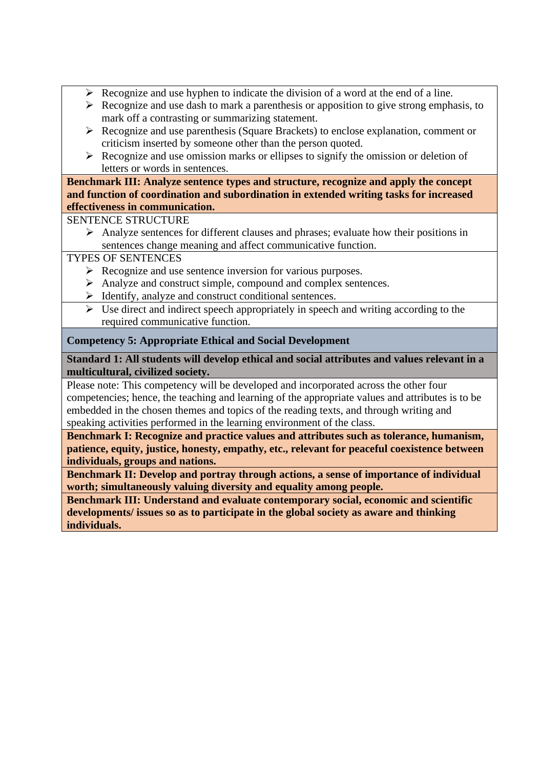- Recognize and use hyphen to indicate the division of a word at the end of a line.
- Recognize and use dash to mark a parenthesis or apposition to give strong emphasis, to mark off a contrasting or summarizing statement.
- Recognize and use parenthesis (Square Brackets) to enclose explanation, comment or criticism inserted by someone other than the person quoted.
- Recognize and use omission marks or ellipses to signify the omission or deletion of letters or words in sentences.

**Benchmark III: Analyze sentence types and structure, recognize and apply the concept and function of coordination and subordination in extended writing tasks for increased effectiveness in communication.**

SENTENCE STRUCTURE

- Analyze sentences for different clauses and phrases; evaluate how their positions in sentences change meaning and affect communicative function.

TYPES OF SENTENCES

- Recognize and use sentence inversion for various purposes.
- Analyze and construct simple, compound and complex sentences.
- Identify, analyze and construct conditional sentences.

- Use direct and indirect speech appropriately in speech and writing according to the required communicative function.

**Competency 5: Appropriate Ethical and Social Development**

**Standard 1: All students will develop ethical and social attributes and values relevant in a multicultural, civilized society.**

Please note: This competency will be developed and incorporated across the other four competencies; hence, the teaching and learning of the appropriate values and attributes is to be embedded in the chosen themes and topics of the reading texts, and through writing and speaking activities performed in the learning environment of the class.

**Benchmark I: Recognize and practice values and attributes such as tolerance, humanism, patience, equity, justice, honesty, empathy, etc., relevant for peaceful coexistence between individuals, groups and nations.**

**Benchmark II: Develop and portray through actions, a sense of importance of individual worth; simultaneously valuing diversity and equality among people.**

**Benchmark III: Understand and evaluate contemporary social, economic and scientific developments/ issues so as to participate in the global society as aware and thinking individuals.**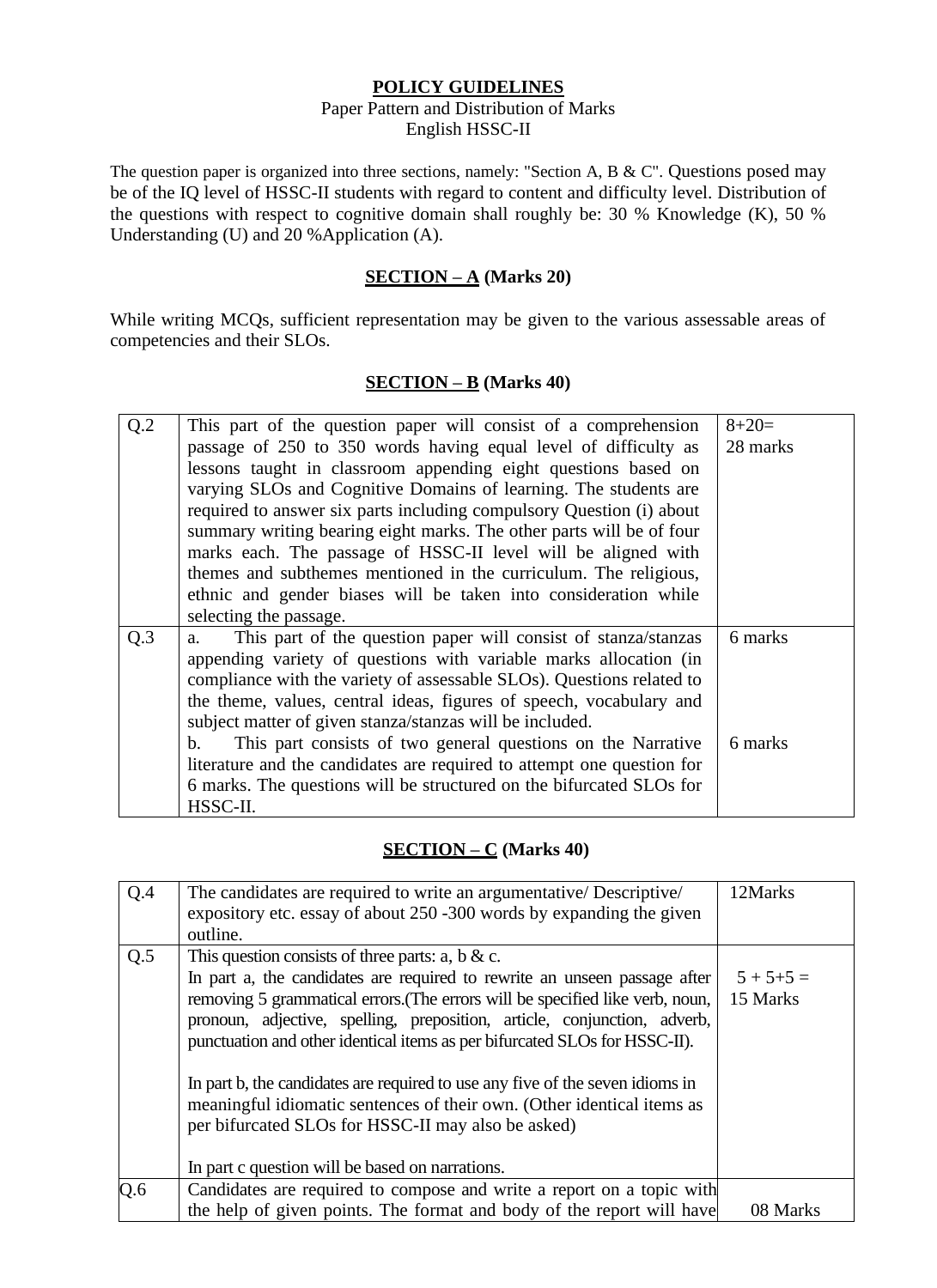# POLICY GUIDELINES

Paper Pattern and Distribution of Marks
English HSSC-II

The question paper is organized into three sections, namely: "Section A, B & C". Questions posed may be of the IQ level of HSSC-II students with regard to content and difficulty level. Distribution of the questions with respect to cognitive domain shall roughly be: 30 % Knowledge (K), 50 % Understanding (U) and 20 %Application (A).

## SECTION – A (Marks 20)

While writing MCQs, sufficient representation may be given to the various assessable areas of competencies and their SLOs.

## SECTION – B (Marks 40)

| | | |
|---|---|---|
| Q.2 | This part of the question paper will consist of a comprehension passage of 250 to 350 words having equal level of difficulty as lessons taught in classroom appending eight questions based on varying SLOs and Cognitive Domains of learning. The students are required to answer six parts including compulsory Question (i) about summary writing bearing eight marks. The other parts will be of four marks each. The passage of HSSC-II level will be aligned with themes and subthemes mentioned in the curriculum. The religious, ethnic and gender biases will be taken into consideration while selecting the passage. | 8+20= 28 marks |
| Q.3 | a. This part of the question paper will consist of stanza/stanzas appending variety of questions with variable marks allocation (in compliance with the variety of assessable SLOs). Questions related to the theme, values, central ideas, figures of speech, vocabulary and subject matter of given stanza/stanzas will be included.<br>b. This part consists of two general questions on the Narrative literature and the candidates are required to attempt one question for 6 marks. The questions will be structured on the bifurcated SLOs for HSSC-II. | 6 marks<br><br>6 marks |

## SECTION – C (Marks 40)

| | | |
|---|---|---|
| Q.4 | The candidates are required to write an argumentative/ Descriptive/ expository etc. essay of about 250 -300 words by expanding the given outline. | 12Marks |
| Q.5 | This question consists of three parts: a, b & c.<br>In part a, the candidates are required to rewrite an unseen passage after removing 5 grammatical errors.(The errors will be specified like verb, noun, pronoun, adjective, spelling, preposition, article, conjunction, adverb, punctuation and other identical items as per bifurcated SLOs for HSSC-II).<br><br>In part b, the candidates are required to use any five of the seven idioms in meaningful idiomatic sentences of their own. (Other identical items as per bifurcated SLOs for HSSC-II may also be asked)<br><br>In part c question will be based on narrations. | 5 + 5+5 = 15 Marks |
| Q.6 | Candidates are required to compose and write a report on a topic with the help of given points. The format and body of the report will have | 08 Marks |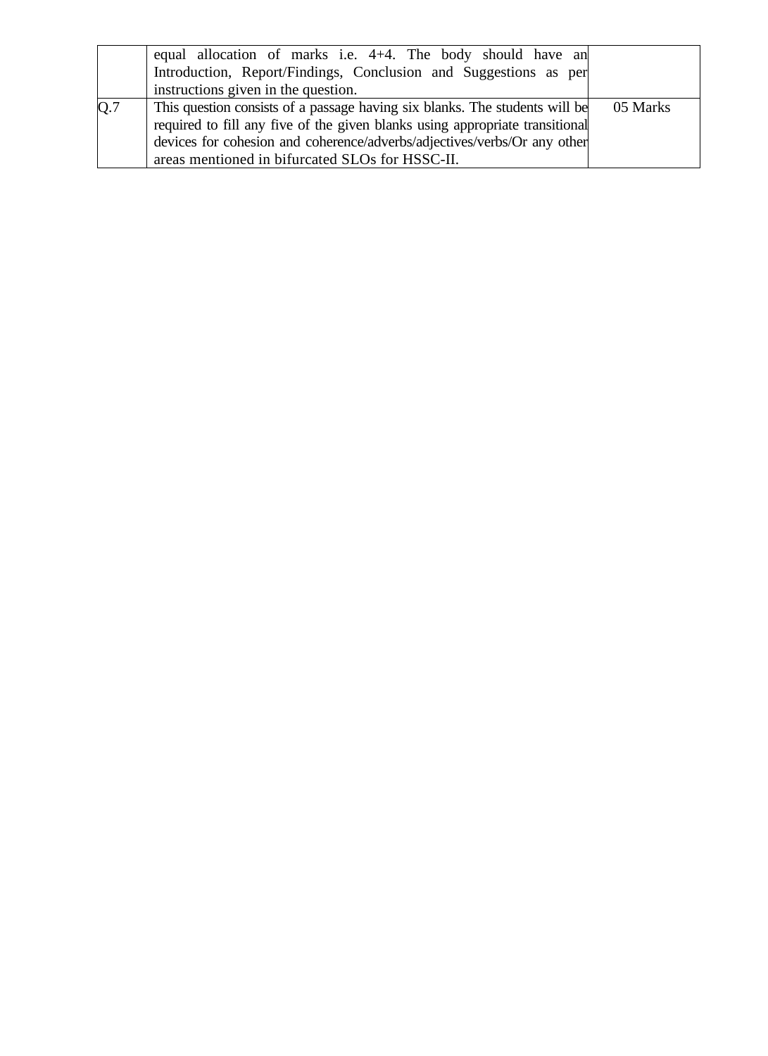| | | |
|---|---|---|
| | equal allocation of marks i.e. 4+4. The body should have an Introduction, Report/Findings, Conclusion and Suggestions as per instructions given in the question. | |
| Q.7 | This question consists of a passage having six blanks. The students will be required to fill any five of the given blanks using appropriate transitional devices for cohesion and coherence/adverbs/adjectives/verbs/Or any other areas mentioned in bifurcated SLOs for HSSC-II. | 05 Marks |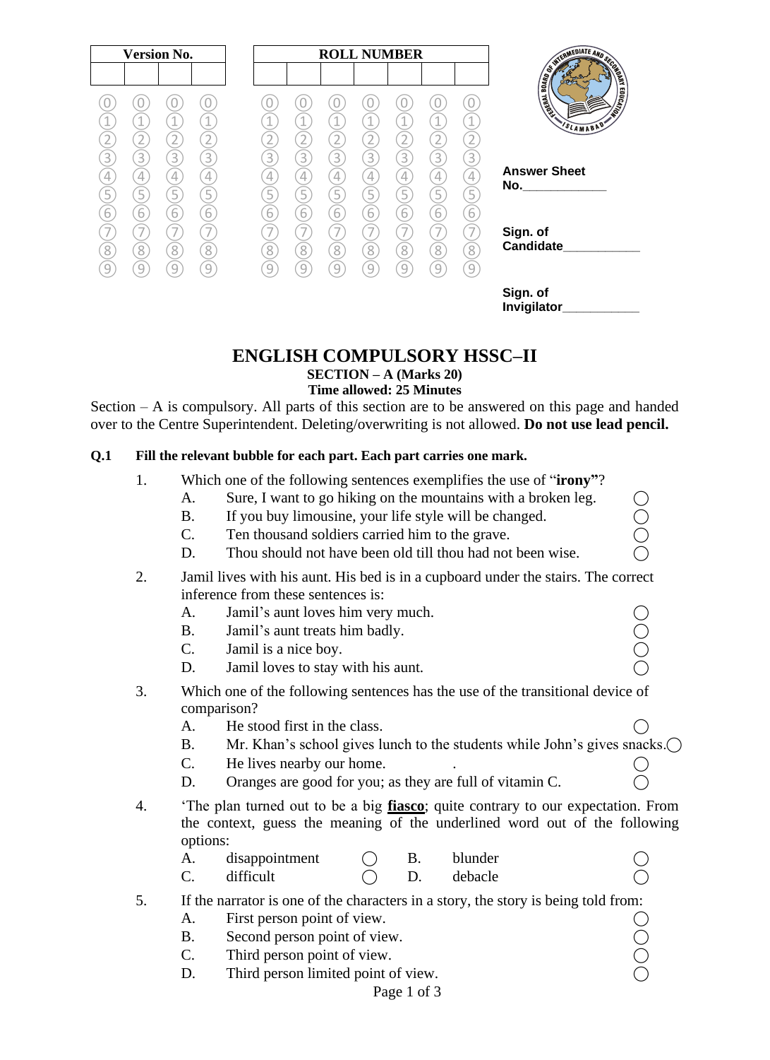| Version No. | | | |
|---|---|---|---|
| | | | |

| ROLL NUMBER | | | | | | |
|---|---|---|---|---|---|---|
| | | | | | | |

**Answer Sheet No.**____________

**Sign. of Candidate**___________

**Sign. of Invigilator**___________

# ENGLISH COMPULSORY HSSC–II

**SECTION – A (Marks 20)**
**Time allowed: 25 Minutes**

Section – A is compulsory. All parts of this section are to be answered on this page and handed over to the Centre Superintendent. Deleting/overwriting is not allowed. **Do not use lead pencil.**

**Q.1 Fill the relevant bubble for each part. Each carries one mark.**

1. Which one of the following sentences exemplifies the use of "**irony**"?
   - A. Sure, I want to go hiking on the mountains with a broken leg. ◯
   - B. If you buy limousine, your life style will be changed. ◯
   - C. Ten thousand soldiers carried him to the grave. ◯
   - D. Thou should not have been old till thou had not been wise. ◯

2. Jamil lives with his aunt. His bed is in a cupboard under the stairs. The correct inference from these sentences is:
   - A. Jamil's aunt loves him very much. ◯
   - B. Jamil's aunt treats him badly. ◯
   - C. Jamil is a nice boy. ◯
   - D. Jamil loves to stay with his aunt. ◯

3. Which one of the following sentences has the use of the transitional device of comparison?
   - A. He stood first in the class. ◯
   - B. Mr. Khan's school gives lunch to the students while John's gives snacks. ◯
   - C. He lives nearby our home. ◯
   - D. Oranges are good for you; as they are full of vitamin C. ◯

4. 'The plan turned out to be a big **fiasco**; quite contrary to our expectation. From the context, guess the meaning of the underlined word out of the following options:
   - A. disappointment ◯   B. blunder ◯
   - C. difficult ◯   D. debacle ◯

5. If the narrator is one of the characters in a story, the story is being told from:
   - A. First person point of view. ◯
   - B. Second person point of view. ◯
   - C. Third person point of view. ◯
   - D. Third person limited point of view. ◯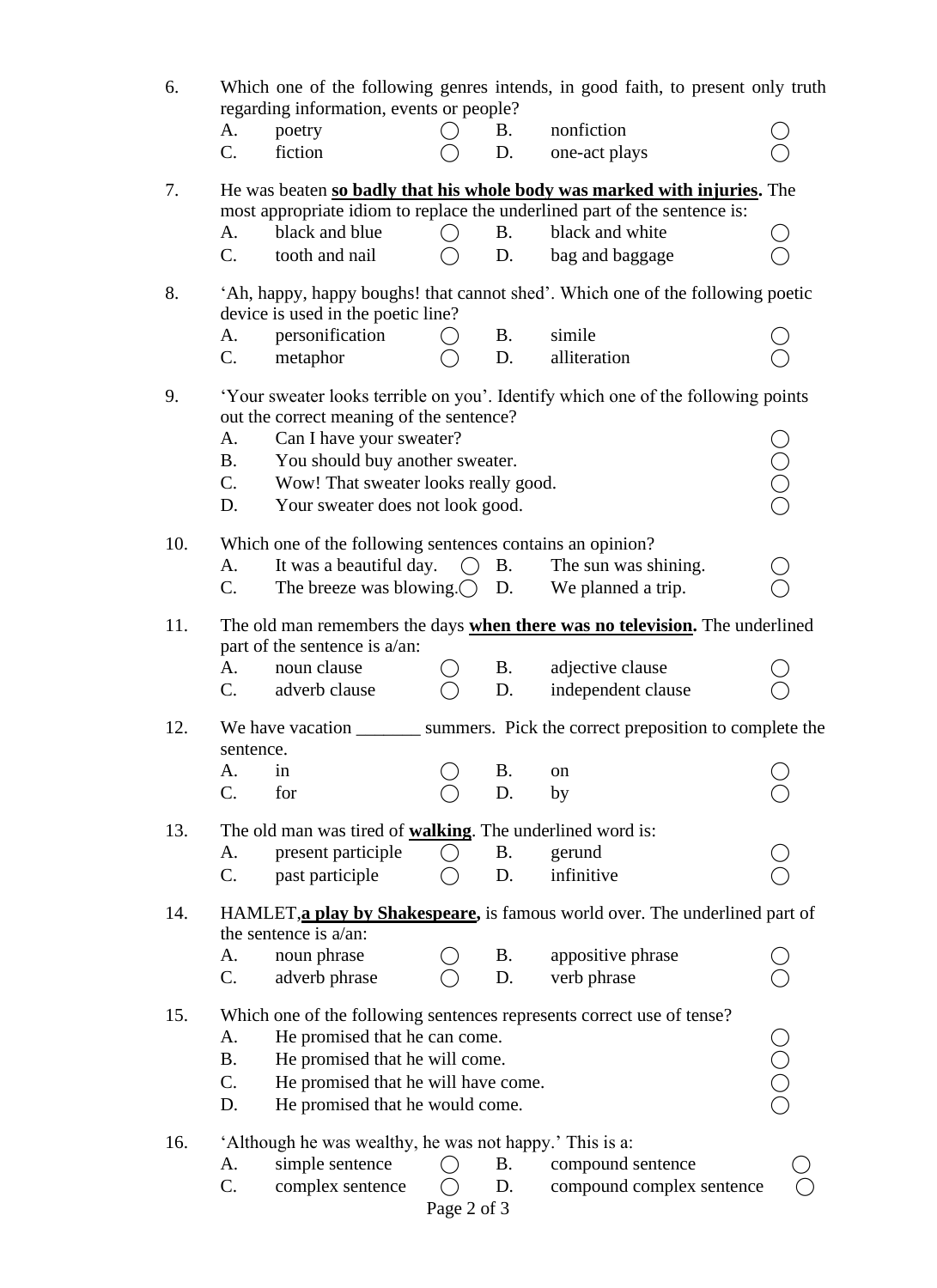6. Which one of the following genres intends, in good faith, to present only truth regarding information, events or people?

   A. poetry ◯   B. nonfiction ◯
   C. fiction ◯   D. one-act plays ◯

7. He was beaten **so badly that his whole body was marked with injuries.** The most appropriate idiom to replace the underlined part of the sentence is:

   A. black and blue ◯   B. black and white ◯
   C. tooth and nail ◯   D. bag and baggage ◯

8. 'Ah, happy, happy boughs! that cannot shed'. Which one of the following poetic device is used in the poetic line?

   A. personification ◯   B. simile ◯
   C. metaphor ◯   D. alliteration ◯

9. 'Your sweater looks terrible on you'. Identify which one of the following points out the correct meaning of the sentence?

   A. Can I have your sweater? ◯
   B. You should buy another sweater. ◯
   C. Wow! That sweater looks really good. ◯
   D. Your sweater does not look good. ◯

10. Which one of the following sentences contains an opinion?

    A. It was a beautiful day. ◯   B. The sun was shining. ◯
    C. The breeze was blowing. ◯   D. We planned a trip. ◯

11. The old man remembers the days **when there was no television.** The underlined part of the sentence is a/an:

    A. noun clause ◯   B. adjective clause ◯
    C. adverb clause ◯   D. independent clause ◯

12. We have vacation _______ summers. Pick the correct preposition to complete the sentence.

    A. in ◯   B. on ◯
    C. for ◯   D. by ◯

13. The old man was tired of **walking**. The underlined word is:

    A. present participle ◯   B. gerund ◯
    C. past participle ◯   D. infinitive ◯

14. HAMLET,**a play by Shakespeare,** is famous world over. The underlined part of the sentence is a/an:

    A. noun phrase ◯   B. appositive phrase ◯
    C. adverb phrase ◯   D. verb phrase ◯

15. Which one of the following sentences represents correct use of tense?

    A. He promised that he can come. ◯
    B. He promised that he will come. ◯
    C. He promised that he will have come. ◯
    D. He promised that he would come. ◯

16. 'Although he was wealthy, he was not happy.' This is a:

    A. simple sentence ◯   B. compound sentence ◯
    C. complex sentence ◯   D. compound complex sentence ◯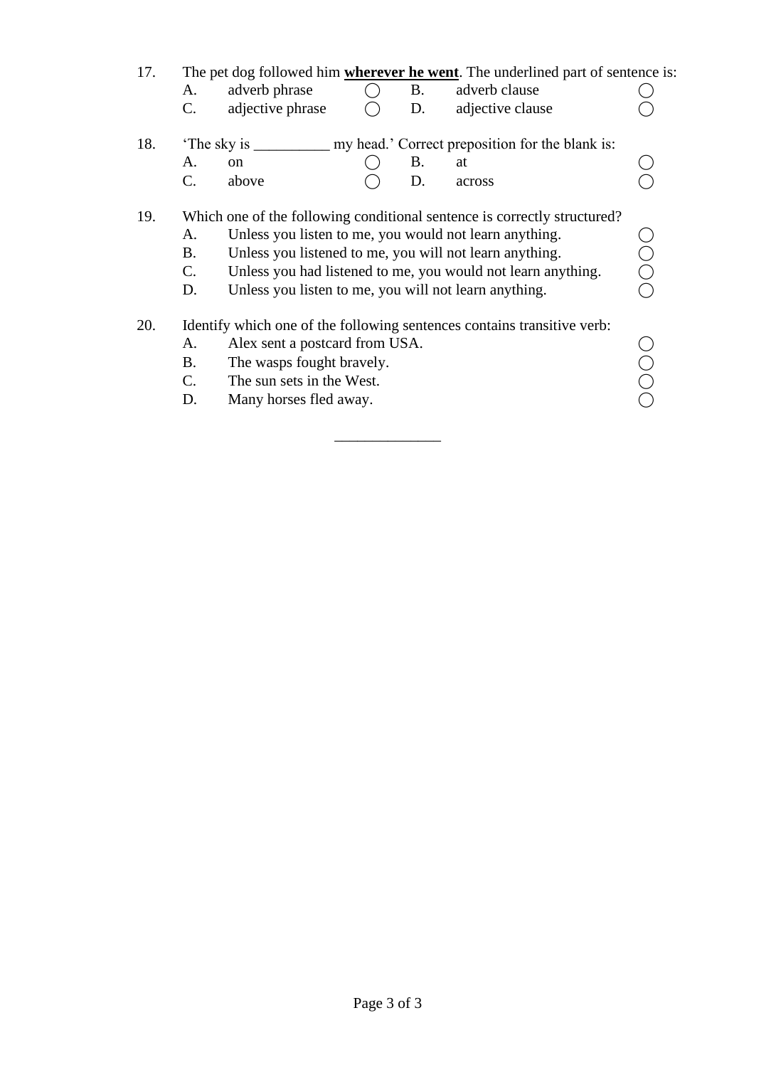17. The pet dog followed him **wherever he went**. The underlined part of sentence is:

| | | | | | |
|---|---|---|---|---|---|
| A. | adverb phrase | ◯ | B. | adverb clause | ◯ |
| C. | adjective phrase | ◯ | D. | adjective clause | ◯ |

18. 'The sky is __________ my head.' Correct preposition for the blank is:

| | | | | | |
|---|---|---|---|---|---|
| A. | on | ◯ | B. | at | ◯ |
| C. | above | ◯ | D. | across | ◯ |

19. Which one of the following conditional sentence is correctly structured?

A. Unless you listen to me, you would not learn anything. ◯
B. Unless you listened to me, you will not learn anything. ◯
C. Unless you had listened to me, you would not learn anything. ◯
D. Unless you listen to me, you will not learn anything. ◯

20. Identify which one of the following sentences contains transitive verb:

A. Alex sent a postcard from USA. ◯
B. The wasps fought bravely. ◯
C. The sun sets in the West. ◯
D. Many horses fled away. ◯

______________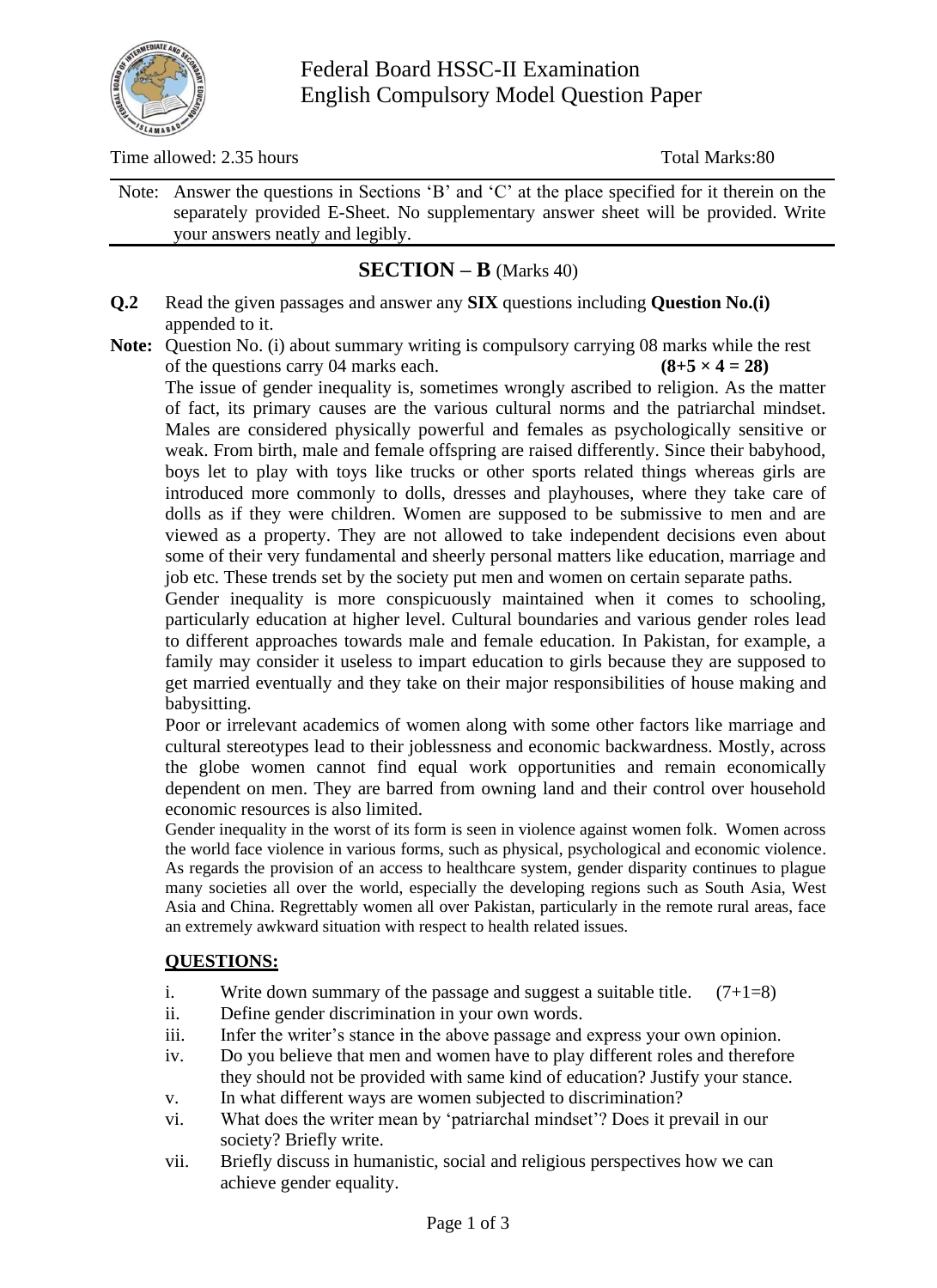Federal Board HSSC-II Examination
English Compulsory Model Question Paper

Time allowed: 2.35 hours Total Marks:80

Note: Answer the questions in Sections 'B' and 'C' at the place specified for it therein on the separately provided E-Sheet. No supplementary answer sheet will be provided. Write your answers neatly and legibly.

## SECTION – B (Marks 40)

**Q.2** Read the given passages and answer any **SIX** questions including **Question No.(i)** appended to it.

**Note:** Question No. (i) about summary writing is compulsory carrying 08 marks while the rest of the questions carry 04 marks each. **(8+5 × 4 = 28)**

The issue of gender inequality is, sometimes wrongly ascribed to religion. As the matter of fact, its primary causes are the various cultural norms and the patriarchal mindset. Males are considered physically powerful and females as psychologically sensitive or weak. From birth, male and female offspring are raised differently. Since their babyhood, boys let to play with toys like trucks or other sports related things whereas girls are introduced more commonly to dolls, dresses and playhouses, where they take care of dolls as if they were children. Women are supposed to be submissive to men and are viewed as a property. They are not allowed to take independent decisions even about some of their very fundamental and sheerly personal matters like education, marriage and job etc. These trends set by the society put men and women on certain separate paths.

Gender inequality is more conspicuously maintained when it comes to schooling, particularly education at higher level. Cultural boundaries and various gender roles lead to different approaches towards male and female education. In Pakistan, for example, a family may consider it useless to impart education to girls because they are supposed to get married eventually and they take on their major responsibilities of house making and babysitting.

Poor or irrelevant academics of women along with some other factors like marriage and cultural stereotypes lead to their joblessness and economic backwardness. Mostly, across the globe women cannot find equal work opportunities and remain economically dependent on men. They are barred from owning land and their control over household economic resources is also limited.

Gender inequality in the worst of its form is seen in violence against women folk. Women across the world face violence in various forms, such as physical, psychological and economic violence. As regards the provision of an access to healthcare system, gender disparity continues to plague many societies all over the world, especially the developing regions such as South Asia, West Asia and China. Regrettably women all over Pakistan, particularly in the remote rural areas, face an extremely awkward situation with respect to health related issues.

**QUESTIONS:**

i. Write down summary of the passage and suggest a suitable title. (7+1=8)
ii. Define gender discrimination in your own words.
iii. Infer the writer's stance in the above passage and express your own opinion.
iv. Do you believe that men and women have to play different roles and therefore they should not be provided with same kind of education? Justify your stance.
v. In what different ways are women subjected to discrimination?
vi. What does the writer mean by 'patriarchal mindset'? Does it prevail in our society? Briefly write.
vii. Briefly discuss in humanistic, social and religious perspectives how we can achieve gender equality.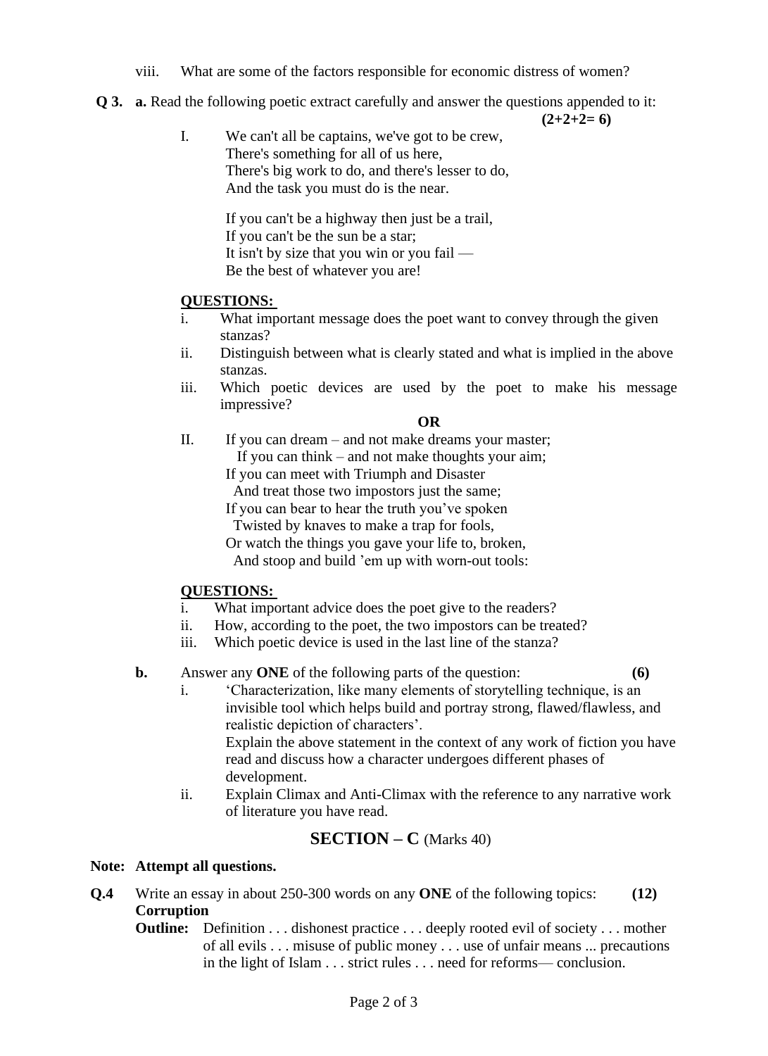viii. What are some of the factors responsible for economic distress of women?

**Q 3. a.** Read the following poetic extract carefully and answer the questions appended to it: **(2+2+2= 6)**

I. We can't all be captains, we've got to be crew,
There's something for all of us here,
There's big work to do, and there's lesser to do,
And the task you must do is the near.

If you can't be a highway then just be a trail,
If you can't be the sun be a star;
It isn't by size that you win or you fail —
Be the best of whatever you are!

**QUESTIONS:**

i. What important message does the poet want to convey through the given stanzas?
ii. Distinguish between what is clearly stated and what is implied in the above stanzas.
iii. Which poetic devices are used by the poet to make his message impressive?

**OR**

II. If you can dream – and not make dreams your master;
If you can think – and not make thoughts your aim;
If you can meet with Triumph and Disaster
And treat those two impostors just the same;
If you can bear to hear the truth you've spoken
Twisted by knaves to make a trap for fools,
Or watch the things you gave your life to, broken,
And stoop and build 'em up with worn-out tools:

**QUESTIONS:**

i. What important advice does the poet give to the readers?
ii. How, according to the poet, the two impostors can be treated?
iii. Which poetic device is used in the last line of the stanza?

**b.** Answer any **ONE** of the following parts of the question: **(6)**

i. 'Characterization, like many elements of storytelling technique, is an invisible tool which helps build and portray strong, flawed/flawless, and realistic depiction of characters'.
Explain the above statement in the context of any work of fiction you have read and discuss how a character undergoes different phases of development.
ii. Explain Climax and Anti-Climax with the reference to any narrative work of literature you have read.

## SECTION – C (Marks 40)

**Note: Attempt all questions.**

**Q.4** Write an essay in about 250-300 words on any **ONE** of the following topics: **(12)**

**Corruption**

**Outline:** Definition . . . dishonest practice . . . deeply rooted evil of society . . . mother of all evils . . . misuse of public money . . . use of unfair means ... precautions in the light of Islam . . . strict rules . . . need for reforms— conclusion.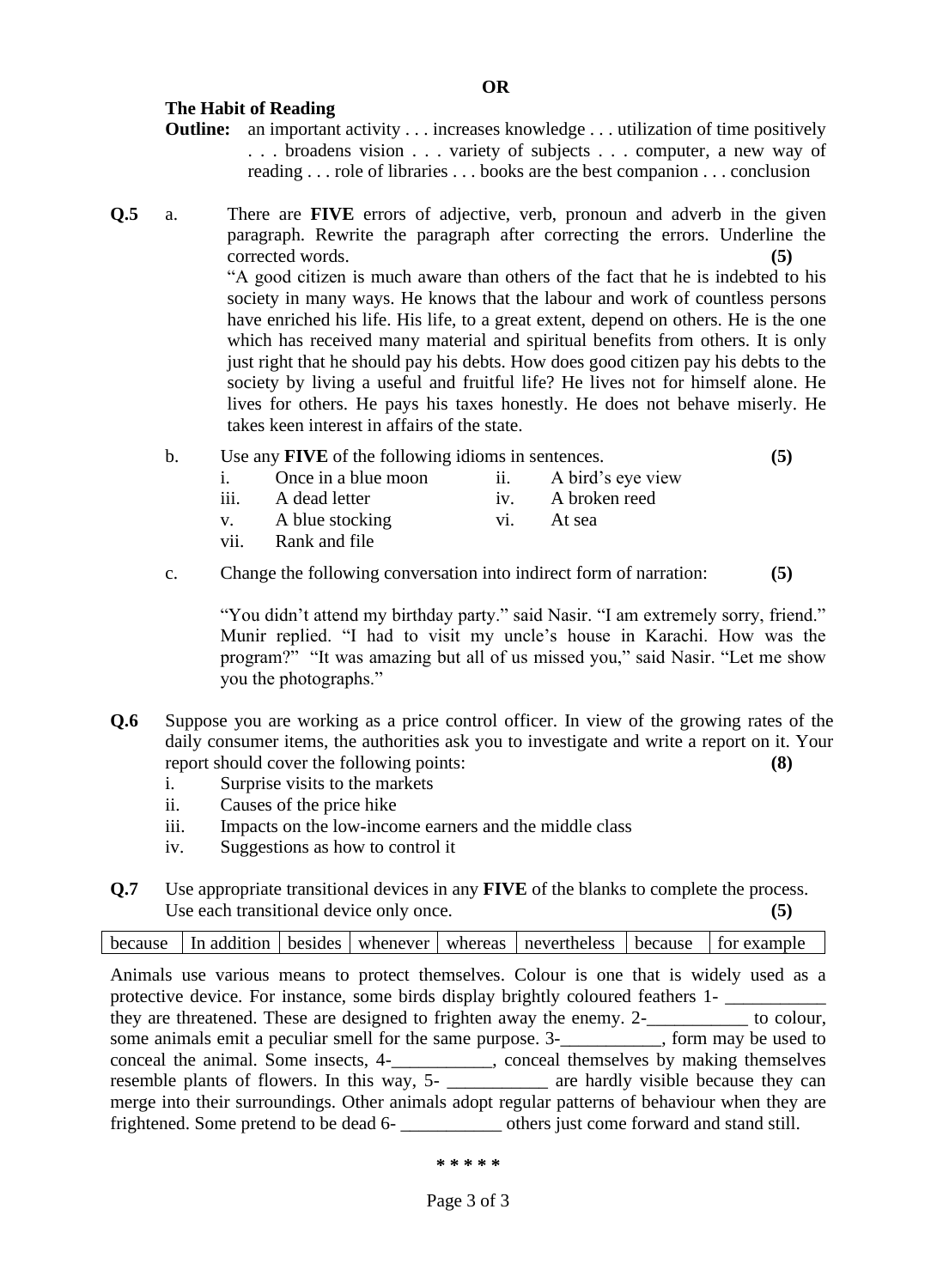**OR**

**The Habit of Reading**

**Outline:** an important activity . . . increases knowledge . . . utilization of time positively . . . broadens vision . . . variety of subjects . . . computer, a new way of reading . . . role of libraries . . . books are the best companion . . . conclusion

**Q.5** a. There are **FIVE** errors of adjective, verb, pronoun and adverb in the given paragraph. Rewrite the paragraph after correcting the errors. Underline the corrected words. **(5)**

"A good citizen is much aware than others of the fact that he is indebted to his society in many ways. He knows that the labour and work of countless persons have enriched his life. His life, to a great extent, depend on others. He is the one which has received many material and spiritual benefits from others. It is only just right that he should pay his debts. How does good citizen pay his debts to the society by living a useful and fruitful life? He lives not for himself alone. He lives for others. He pays his taxes honestly. He does not behave miserly. He takes keen interest in affairs of the state.

b. Use any **FIVE** of the following idioms in sentences. **(5)**

i. Once in a blue moon
ii. A bird's eye view
iii. A dead letter
iv. A broken reed
v. A blue stocking
vi. At sea
vii. Rank and file

c. Change the following conversation into indirect form of narration: **(5)**

"You didn't attend my birthday party." said Nasir. "I am extremely sorry, friend." Munir replied. "I had to visit my uncle's house in Karachi. How was the program?" "It was amazing but all of us missed you," said Nasir. "Let me show you the photographs."

**Q.6** Suppose you are working as a price control officer. In view of the growing rates of the daily consumer items, the authorities ask you to investigate and write a report on it. Your report should cover the following points: **(8)**

i. Surprise visits to the markets
ii. Causes of the price hike
iii. Impacts on the low-income earners and the middle class
iv. Suggestions as how to control it

**Q.7** Use appropriate transitional devices in any **FIVE** of the blanks to complete the process. Use each transitional device only once. **(5)**

| because | In addition | besides | whenever | whereas | nevertheless | because | for example |
|---|---|---|---|---|---|---|---|

Animals use various means to protect themselves. Colour is one that is widely used as a protective device. For instance, some birds display brightly coloured feathers 1- ___________ they are threatened. These are designed to frighten away the enemy. 2-___________ to colour, some animals emit a peculiar smell for the same purpose. 3-___________, form may be used to conceal the animal. Some insects, 4-___________, conceal themselves by making themselves resemble plants of flowers. In this way, 5- ___________ are hardly visible because they can merge into their surroundings. Other animals adopt regular patterns of behaviour when they are frightened. Some pretend to be dead 6- ___________ others just come forward and stand still.

\* \* \* \* \*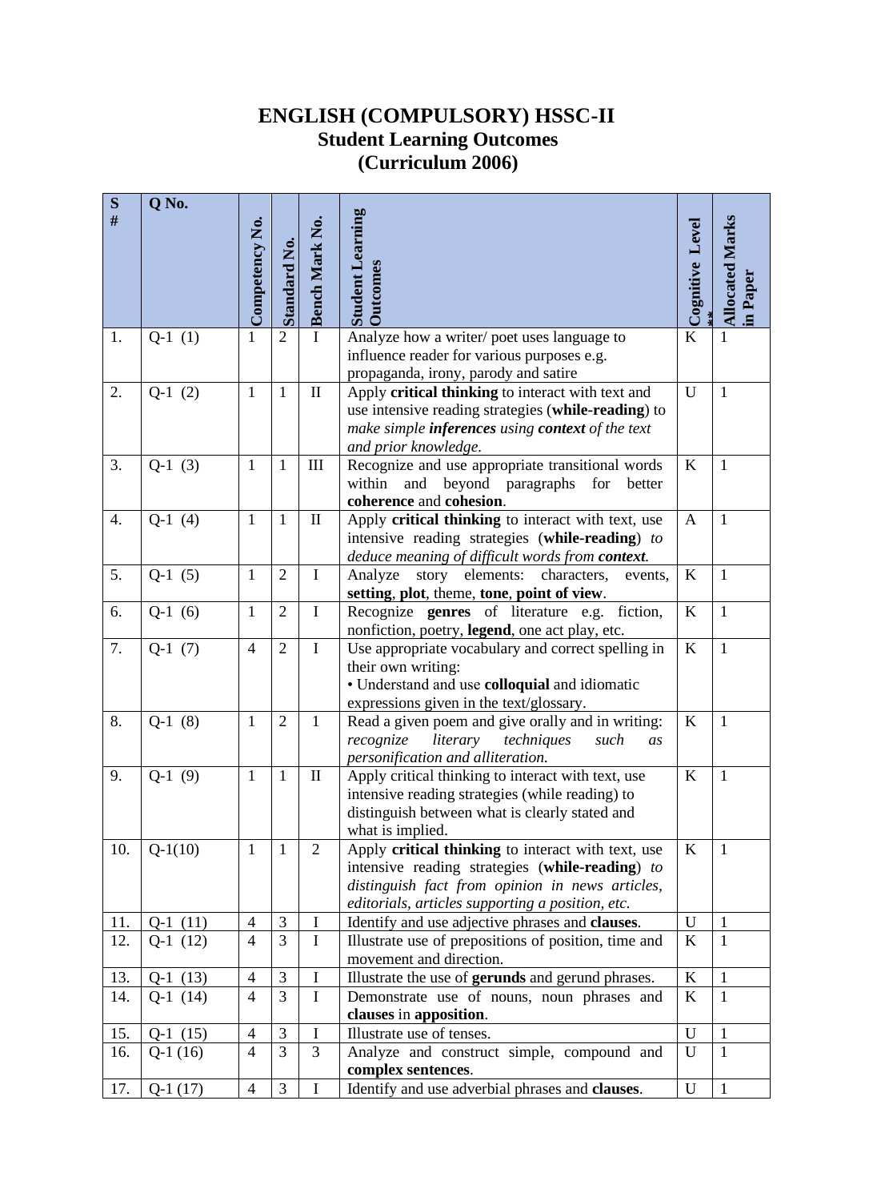# ENGLISH (COMPULSORY) HSSC-II
## Student Learning Outcomes
## (Curriculum 2006)

| S # | Q No. | Competency No. | Standard No. | Bench Mark No. | Student Learning Outcomes | Cognitive Level ** | Allocated Marks in Paper |
|---|---|---|---|---|---|---|---|
| 1. | Q-1 (1) | 1 | 2 | I | Analyze how a writer/ poet uses language to influence reader for various purposes e.g. propaganda, irony, parody and satire | K | 1 |
| 2. | Q-1 (2) | 1 | 1 | II | Apply **critical thinking** to interact with text and use intensive reading strategies (**while-reading**) to *make simple* ***inferences*** *using* ***context*** *of the text and prior knowledge.* | U | 1 |
| 3. | Q-1 (3) | 1 | 1 | III | Recognize and use appropriate transitional words within and beyond paragraphs for better **coherence** and **cohesion**. | K | 1 |
| 4. | Q-1 (4) | 1 | 1 | II | Apply **critical thinking** to interact with text, use intensive reading strategies (**while-reading**) *to deduce meaning of difficult words from* ***context.*** | A | 1 |
| 5. | Q-1 (5) | 1 | 2 | I | Analyze story elements: characters, events, **setting**, **plot**, theme, **tone**, **point of view**. | K | 1 |
| 6. | Q-1 (6) | 1 | 2 | I | Recognize **genres** of literature e.g. fiction, nonfiction, poetry, **legend**, one act play, etc. | K | 1 |
| 7. | Q-1 (7) | 4 | 2 | I | Use appropriate vocabulary and correct spelling in their own writing:<br>• Understand and use **colloquial** and idiomatic expressions given in the text/glossary. | K | 1 |
| 8. | Q-1 (8) | 1 | 2 | 1 | Read a given poem and give orally and in writing: *recognize literary techniques such as personification and alliteration.* | K | 1 |
| 9. | Q-1 (9) | 1 | 1 | II | Apply critical thinking to interact with text, use intensive reading strategies (while reading) to distinguish between what is clearly stated and what is implied. | K | 1 |
| 10. | Q-1(10) | 1 | 1 | 2 | Apply **critical thinking** to interact with text, use intensive reading strategies (**while-reading**) *to distinguish fact from opinion in news articles, editorials, articles supporting a position, etc.* | K | 1 |
| 11. | Q-1 (11) | 4 | 3 | I | Identify and use adjective phrases and **clauses**. | U | 1 |
| 12. | Q-1 (12) | 4 | 3 | I | Illustrate use of prepositions of position, time and movement and direction. | K | 1 |
| 13. | Q-1 (13) | 4 | 3 | I | Illustrate the use of **gerunds** and gerund phrases. | K | 1 |
| 14. | Q-1 (14) | 4 | 3 | I | Demonstrate use of nouns, noun phrases and **clauses** in **apposition**. | K | 1 |
| 15. | Q-1 (15) | 4 | 3 | I | Illustrate use of tenses. | U | 1 |
| 16. | Q-1 (16) | 4 | 3 | 3 | Analyze and construct simple, compound and **complex sentences**. | U | 1 |
| 17. | Q-1 (17) | 4 | 3 | I | Identify and use adverbial phrases and **clauses**. | U | 1 |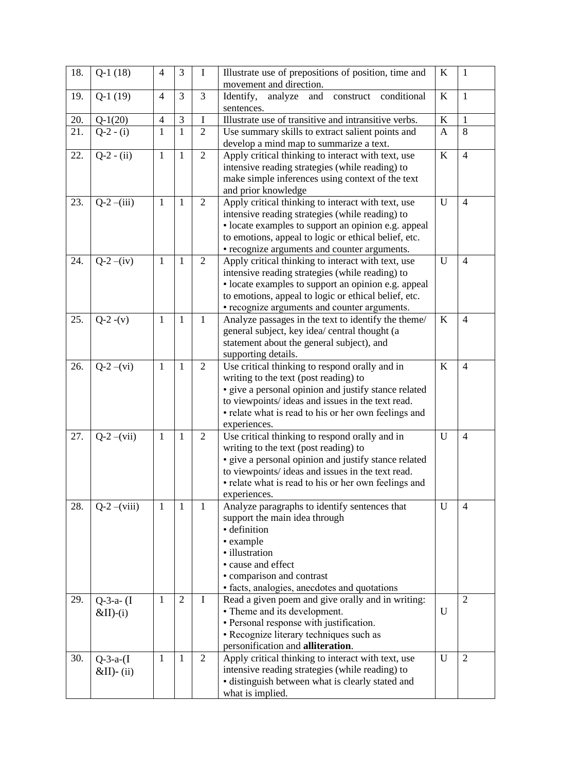| 18. | Q-1 (18) | 4 | 3 | I | Illustrate use of prepositions of position, time and movement and direction. | K | 1 |
|---|---|---|---|---|---|---|---|
| 19. | Q-1 (19) | 4 | 3 | 3 | Identify, analyze and construct conditional sentences. | K | 1 |
| 20. | Q-1(20) | 4 | 3 | I | Illustrate use of transitive and intransitive verbs. | K | 1 |
| 21. | Q-2 - (i) | 1 | 1 | 2 | Use summary skills to extract salient points and develop a mind map to summarize a text. | A | 8 |
| 22. | Q-2 - (ii) | 1 | 1 | 2 | Apply critical thinking to interact with text, use intensive reading strategies (while reading) to make simple inferences using context of the text and prior knowledge | K | 4 |
| 23. | Q-2 –(iii) | 1 | 1 | 2 | Apply critical thinking to interact with text, use intensive reading strategies (while reading) to<br>• locate examples to support an opinion e.g. appeal to emotions, appeal to logic or ethical belief, etc.<br>• recognize arguments and counter arguments. | U | 4 |
| 24. | Q-2 –(iv) | 1 | 1 | 2 | Apply critical thinking to interact with text, use intensive reading strategies (while reading) to<br>• locate examples to support an opinion e.g. appeal to emotions, appeal to logic or ethical belief, etc.<br>• recognize arguments and counter arguments. | U | 4 |
| 25. | Q-2 -(v) | 1 | 1 | 1 | Analyze passages in the text to identify the theme/ general subject, key idea/ central thought (a statement about the general subject), and supporting details. | K | 4 |
| 26. | Q-2 –(vi) | 1 | 1 | 2 | Use critical thinking to respond orally and in writing to the text (post reading) to<br>• give a personal opinion and justify stance related to viewpoints/ ideas and issues in the text read.<br>• relate what is read to his or her own feelings and experiences. | K | 4 |
| 27. | Q-2 –(vii) | 1 | 1 | 2 | Use critical thinking to respond orally and in writing to the text (post reading) to<br>• give a personal opinion and justify stance related to viewpoints/ ideas and issues in the text read.<br>• relate what is read to his or her own feelings and experiences. | U | 4 |
| 28. | Q-2 –(viii) | 1 | 1 | 1 | Analyze paragraphs to identify sentences that support the main idea through<br>• definition<br>• example<br>• illustration<br>• cause and effect<br>• comparison and contrast<br>• facts, analogies, anecdotes and quotations | U | 4 |
| 29. | Q-3-a- (I &II)-(i) | 1 | 2 | I | Read a given poem and give orally and in writing:<br>• Theme and its development.<br>• Personal response with justification.<br>• Recognize literary techniques such as personification and **alliteration**. | U | 2 |
| 30. | Q-3-a-(I &II)- (ii) | 1 | 1 | 2 | Apply critical thinking to interact with text, use intensive reading strategies (while reading) to<br>• distinguish between what is clearly stated and what is implied. | U | 2 |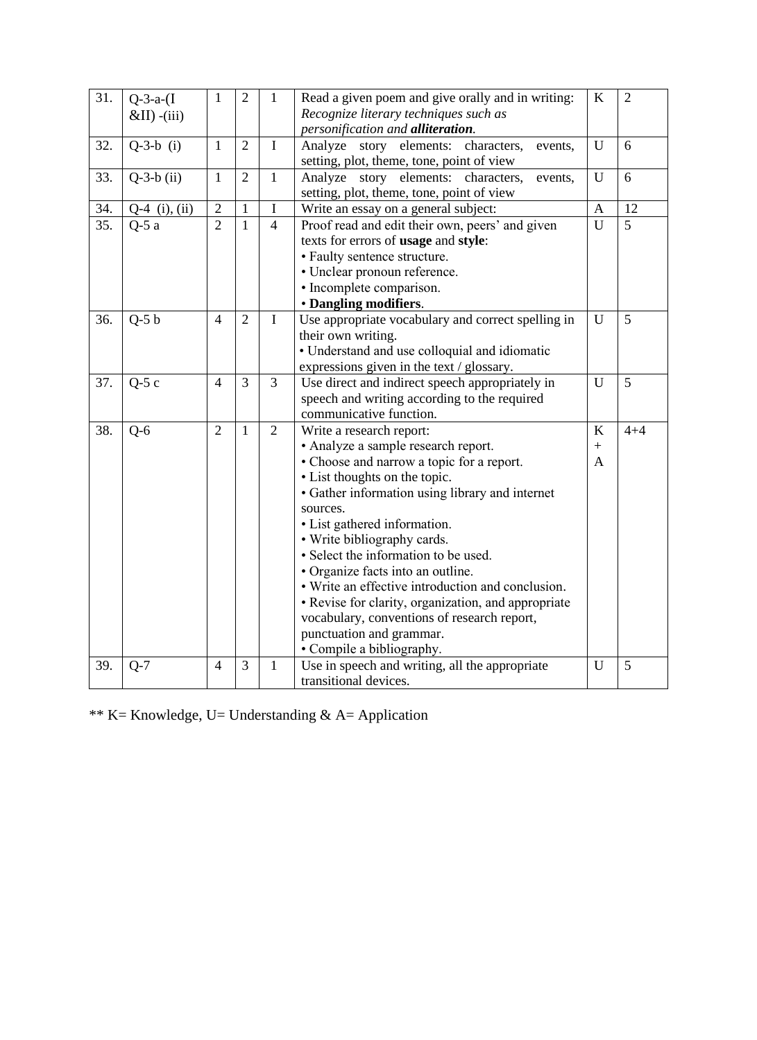| 31. | Q-3-a-(I &II) -(iii) | 1 | 2 | 1 | Read a given poem and give orally and in writing: *Recognize literary techniques such as personification and **alliteration**.* | K | 2 |
|---|---|---|---|---|---|---|---|
| 32. | Q-3-b (i) | 1 | 2 | I | Analyze story elements: characters, events, setting, plot, theme, tone, point of view | U | 6 |
| 33. | Q-3-b (ii) | 1 | 2 | 1 | Analyze story elements: characters, events, setting, plot, theme, tone, point of view | U | 6 |
| 34. | Q-4 (i), (ii) | 2 | 1 | I | Write an essay on a general subject: | A | 12 |
| 35. | Q-5 a | 2 | 1 | 4 | Proof read and edit their own, peers' and given texts for errors of **usage** and **style**: • Faulty sentence structure. • Unclear pronoun reference. • Incomplete comparison. • **Dangling modifiers**. | U | 5 |
| 36. | Q-5 b | 4 | 2 | I | Use appropriate vocabulary and correct spelling in their own writing. • Understand and use colloquial and idiomatic expressions given in the text / glossary. | U | 5 |
| 37. | Q-5 c | 4 | 3 | 3 | Use direct and indirect speech appropriately in speech and writing according to the required communicative function. | U | 5 |
| 38. | Q-6 | 2 | 1 | 2 | Write a research report: • Analyze a sample research report. • Choose and narrow a topic for a report. • List thoughts on the topic. • Gather information using library and internet sources. • List gathered information. • Write bibliography cards. • Select the information to be used. • Organize facts into an outline. • Write an effective introduction and conclusion. • Revise for clarity, organization, and appropriate vocabulary, conventions of research report, punctuation and grammar. • Compile a bibliography. | K + A | 4+4 |
| 39. | Q-7 | 4 | 3 | 1 | Use in speech and writing, all the appropriate transitional devices. | U | 5 |

** K= Knowledge, U= Understanding & A= Application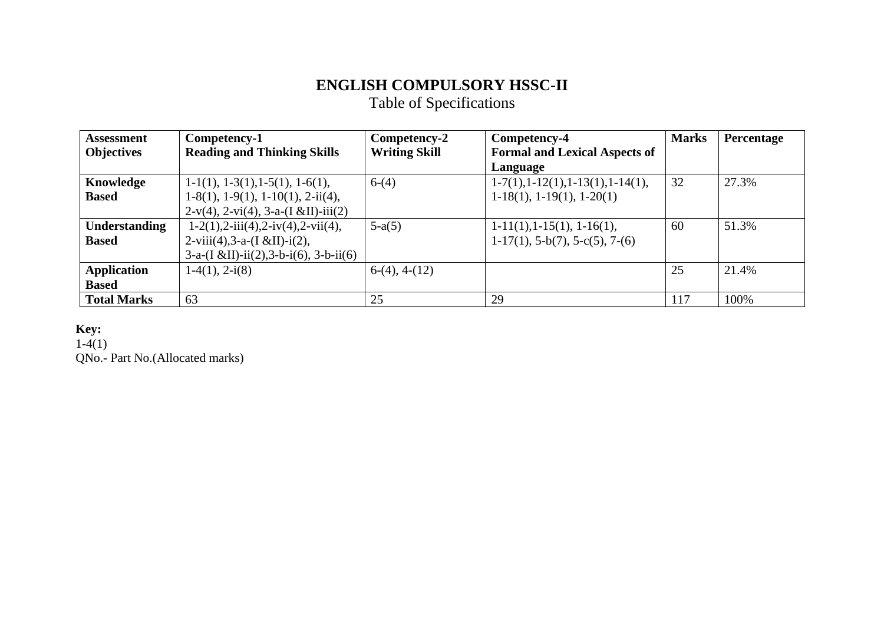# ENGLISH COMPULSORY HSSC-II

Table of Specifications

| **Assessment Objectives** | **Competency-1 Reading and Thinking Skills** | **Competency-2 Writing Skill** | **Competency-4 Formal and Lexical Aspects of Language** | **Marks** | **Percentage** |
|---|---|---|---|---|---|
| **Knowledge Based** | 1-1(1), 1-3(1),1-5(1), 1-6(1), 1-8(1), 1-9(1), 1-10(1), 2-ii(4), 2-v(4), 2-vi(4), 3-a-(I &II)-iii(2) | 6-(4) | 1-7(1),1-12(1),1-13(1),1-14(1), 1-18(1), 1-19(1), 1-20(1) | 32 | 27.3% |
| **Understanding Based** | 1-2(1),2-iii(4),2-iv(4),2-vii(4), 2-viii(4),3-a-(I &II)-i(2), 3-a-(I &II)-ii(2),3-b-i(6), 3-b-ii(6) | 5-a(5) | 1-11(1),1-15(1), 1-16(1), 1-17(1), 5-b(7), 5-c(5), 7-(6) | 60 | 51.3% |
| **Application Based** | 1-4(1), 2-i(8) | 6-(4), 4-(12) | | 25 | 21.4% |
| **Total Marks** | 63 | 25 | 29 | 117 | 100% |

**Key:**

1-4(1)

QNo.- Part No.(Allocated marks)